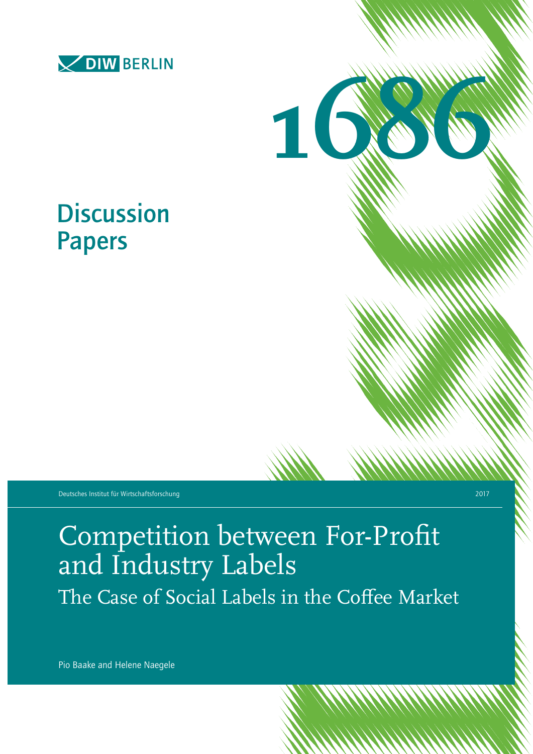DIW BERLIN

# 1686

## Discussion Papers

Deutsches Institut für Wirtschaftsforschung 2017

# Competition between For-Profit and Industry Labels

## The Case of Social Labels in the Coffee Market

Pio Baake and Helene Naegele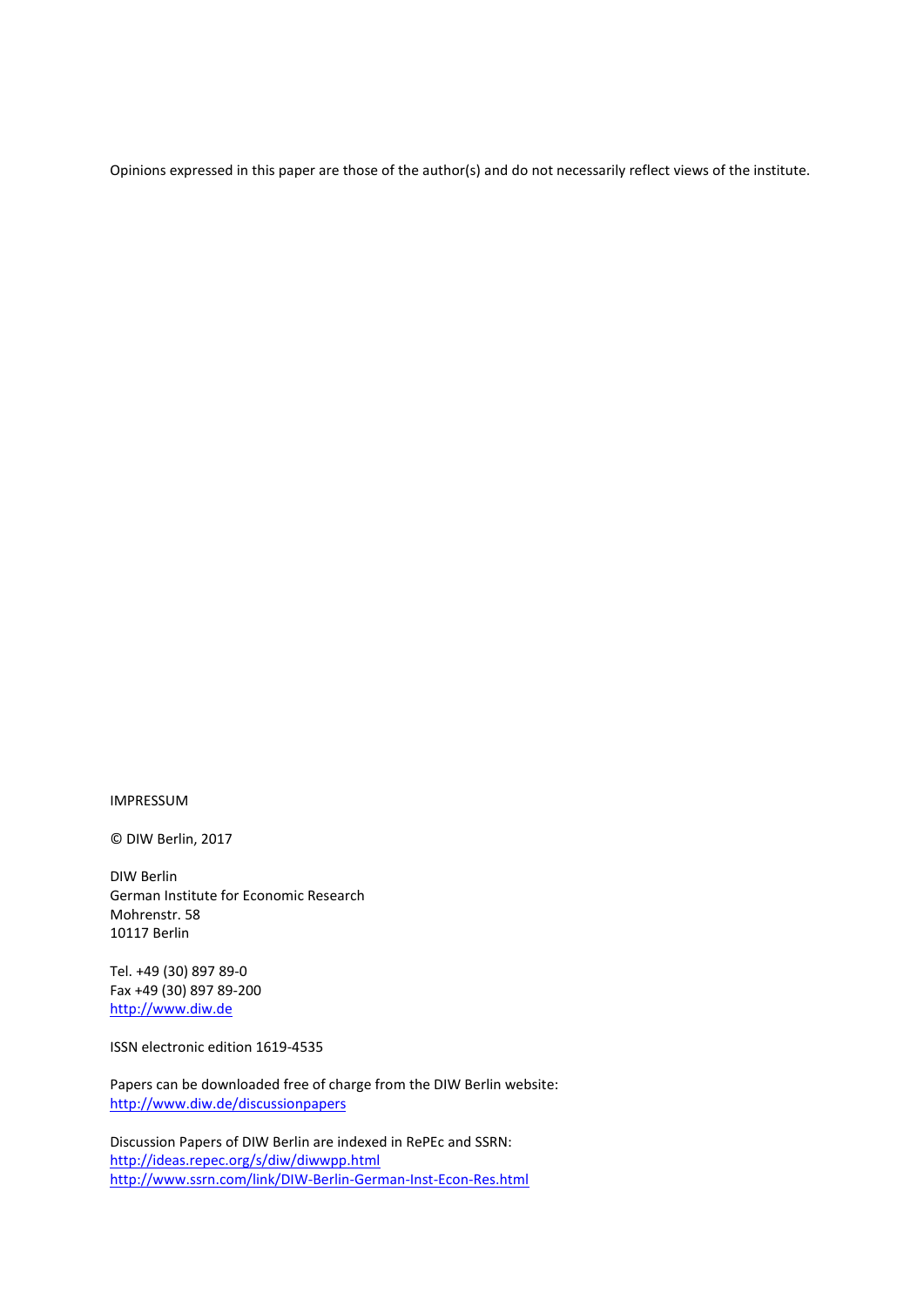Opinions expressed in this paper are those of the author(s) and do not necessarily reflect views of the institute.

IMPRESSUM

© DIW Berlin, 2017

DIW Berlin
German Institute for Economic Research
Mohrenstr. 58
10117 Berlin

Tel. +49 (30) 897 89-0
Fax +49 (30) 897 89-200
http://www.diw.de

ISSN electronic edition 1619-4535

Papers can be downloaded free of charge from the DIW Berlin website:
http://www.diw.de/discussionpapers

Discussion Papers of DIW Berlin are indexed in RePEc and SSRN:
http://ideas.repec.org/s/diw/diwwpp.html
http://www.ssrn.com/link/DIW-Berlin-German-Inst-Econ-Res.html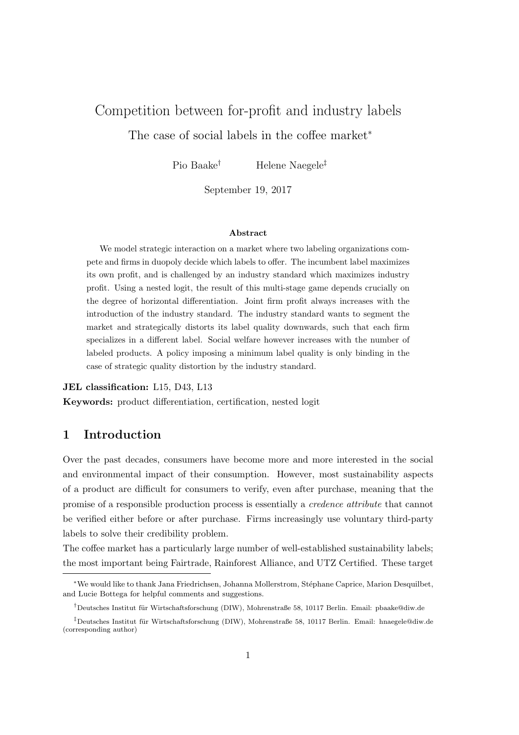# Competition between for-profit and industry labels

The case of social labels in the coffee market*

Pio Baake[†] Helene Naegele[‡]

September 19, 2017

**Abstract**

We model strategic interaction on a market where two labeling organizations compete and firms in duopoly decide which labels to offer. The incumbent label maximizes its own profit, and is challenged by an industry standard which maximizes industry profit. Using a nested logit, the result of this multi-stage game depends crucially on the degree of horizontal differentiation. Joint firm profit always increases with the introduction of the industry standard. The industry standard wants to segment the market and strategically distorts its label quality downwards, such that each firm specializes in a different label. Social welfare however increases with the number of labeled products. A policy imposing a minimum label quality is only binding in the case of strategic quality distortion by the industry standard.

**JEL classification:** L15, D43, L13

**Keywords:** product differentiation, certification, nested logit

## 1 Introduction

Over the past decades, consumers have become more and more interested in the social and environmental impact of their consumption. However, most sustainability aspects of a product are difficult for consumers to verify, even after purchase, meaning that the promise of a responsible production process is essentially a *credence attribute* that cannot be verified either before or after purchase. Firms increasingly use voluntary third-party labels to solve their credibility problem.

The coffee market has a particularly large number of well-established sustainability labels; the most important being Fairtrade, Rainforest Alliance, and UTZ Certified. These target

*We would like to thank Jana Friedrichsen, Johanna Mollerstrom, Stéphane Caprice, Marion Desquilbet, and Lucie Bottega for helpful comments and suggestions.

[†]Deutsches Institut für Wirtschaftsforschung (DIW), Mohrenstraße 58, 10117 Berlin. Email: pbaake@diw.de

[‡]Deutsches Institut für Wirtschaftsforschung (DIW), Mohrenstraße 58, 10117 Berlin. Email: hnaegele@diw.de (corresponding author)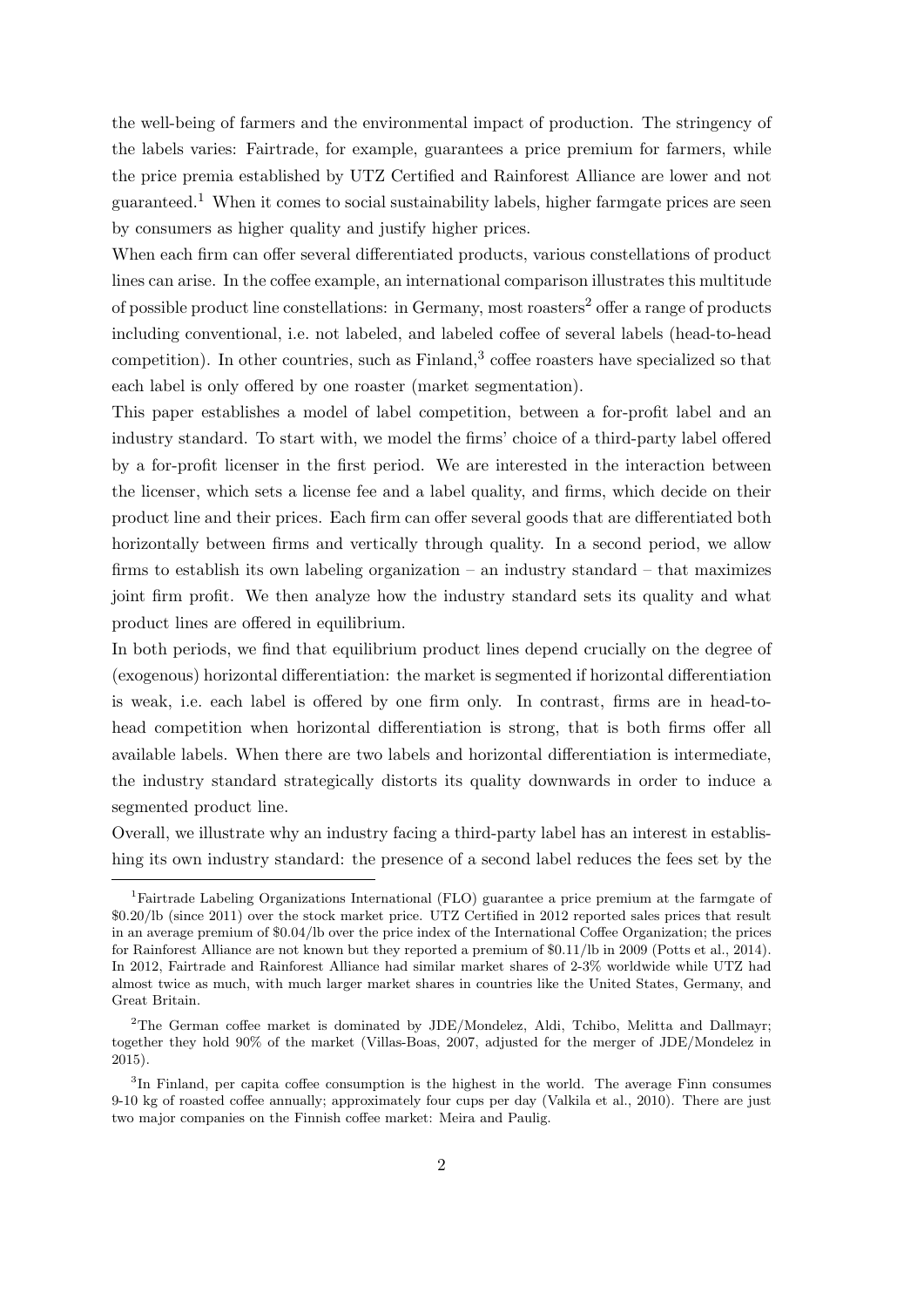the well-being of farmers and the environmental impact of production. The stringency of the labels varies: Fairtrade, for example, guarantees a price premium for farmers, while the price premia established by UTZ Certified and Rainforest Alliance are lower and not guaranteed.[1] When it comes to social sustainability labels, higher farmgate prices are seen by consumers as higher quality and justify higher prices.

When each firm can offer several differentiated products, various constellations of product lines can arise. In the coffee example, an international comparison illustrates this multitude of possible product line constellations: in Germany, most roasters[2] offer a range of products including conventional, i.e. not labeled, and labeled coffee of several labels (head-to-head competition). In other countries, such as Finland,[3] coffee roasters have specialized so that each label is only offered by one roaster (market segmentation).

This paper establishes a model of label competition, between a for-profit label and an industry standard. To start with, we model the firms' choice of a third-party label offered by a for-profit licenser in the first period. We are interested in the interaction between the licenser, which sets a license fee and a label quality, and firms, which decide on their product line and their prices. Each firm can offer several goods that are differentiated both horizontally between firms and vertically through quality. In a second period, we allow firms to establish its own labeling organization – an industry standard – that maximizes joint firm profit. We then analyze how the industry standard sets its quality and what product lines are offered in equilibrium.

In both periods, we find that equilibrium product lines depend crucially on the degree of (exogenous) horizontal differentiation: the market is segmented if horizontal differentiation is weak, i.e. each label is offered by one firm only. In contrast, firms are in head-to-head competition when horizontal differentiation is strong, that is both firms offer all available labels. When there are two labels and horizontal differentiation is intermediate, the industry standard strategically distorts its quality downwards in order to induce a segmented product line.

Overall, we illustrate why an industry facing a third-party label has an interest in establishing its own industry standard: the presence of a second label reduces the fees set by the

---

[1] Fairtrade Labeling Organizations International (FLO) guarantee a price premium at the farmgate of \$0.20/lb (since 2011) over the stock market price. UTZ Certified in 2012 reported sales prices that result in an average premium of \$0.04/lb over the price index of the International Coffee Organization; the prices for Rainforest Alliance are not known but they reported a premium of \$0.11/lb in 2009 (Potts et al., 2014). In 2012, Fairtrade and Rainforest Alliance had similar market shares of 2-3% worldwide while UTZ had almost twice as much, with much larger market shares in countries like the United States, Germany, and Great Britain.

[2] The German coffee market is dominated by JDE/Mondelez, Aldi, Tchibo, Melitta and Dallmayr; together they hold 90% of the market (Villas-Boas, 2007, adjusted for the merger of JDE/Mondelez in 2015).

[3] In Finland, per capita coffee consumption is the highest in the world. The average Finn consumes 9-10 kg of roasted coffee annually; approximately four cups per day (Valkila et al., 2010). There are just two major companies on the Finnish coffee market: Meira and Paulig.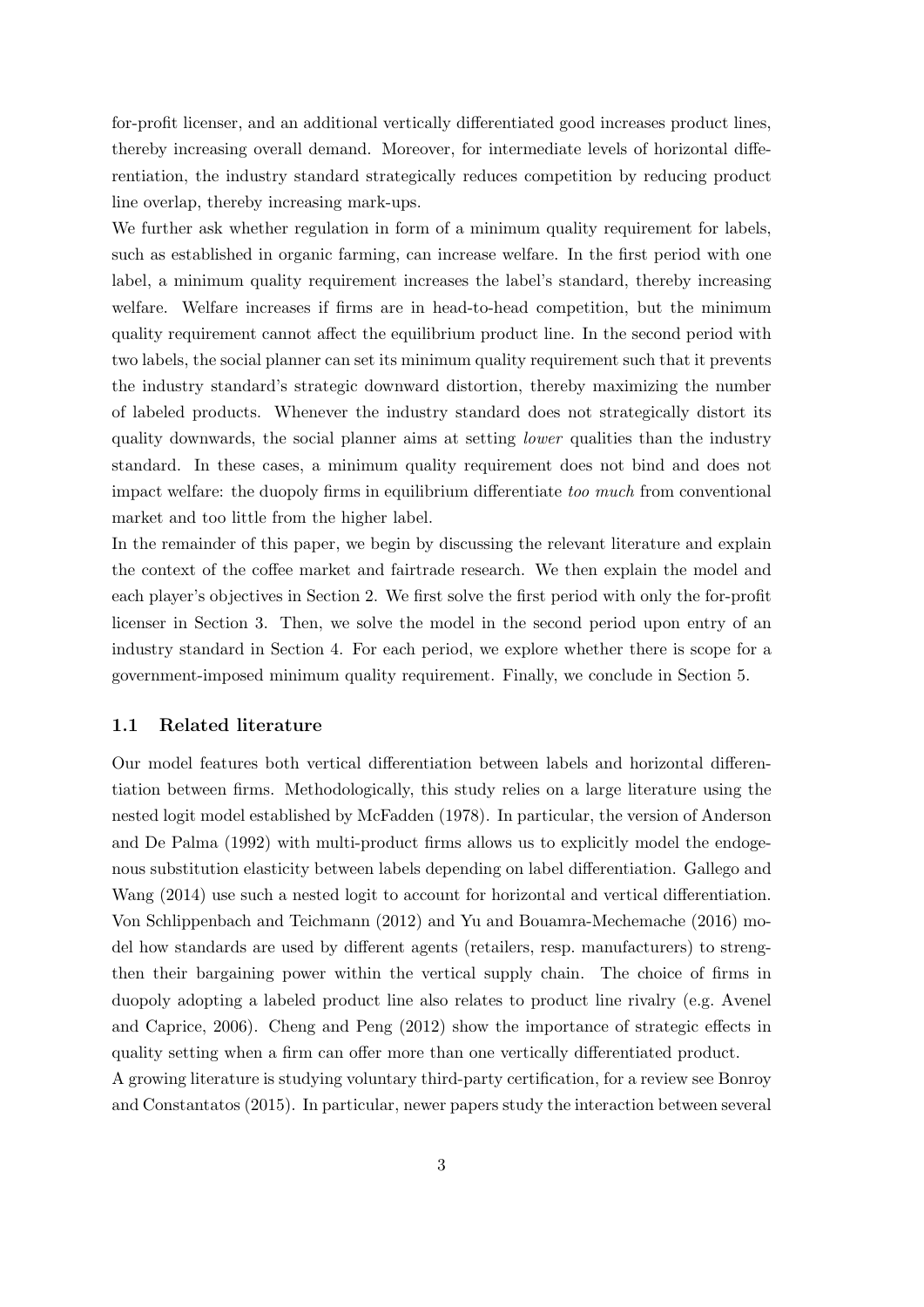for-profit licenser, and an additional vertically differentiated good increases product lines, thereby increasing overall demand. Moreover, for intermediate levels of horizontal differentiation, the industry standard strategically reduces competition by reducing product line overlap, thereby increasing mark-ups.

We further ask whether regulation in form of a minimum quality requirement for labels, such as established in organic farming, can increase welfare. In the first period with one label, a minimum quality requirement increases the label's standard, thereby increasing welfare. Welfare increases if firms are in head-to-head competition, but the minimum quality requirement cannot affect the equilibrium product line. In the second period with two labels, the social planner can set its minimum quality requirement such that it prevents the industry standard's strategic downward distortion, thereby maximizing the number of labeled products. Whenever the industry standard does not strategically distort its quality downwards, the social planner aims at setting *lower* qualities than the industry standard. In these cases, a minimum quality requirement does not bind and does not impact welfare: the duopoly firms in equilibrium differentiate *too much* from conventional market and too little from the higher label.

In the remainder of this paper, we begin by discussing the relevant literature and explain the context of the coffee market and fairtrade research. We then explain the model and each player's objectives in Section 2. We first solve the first period with only the for-profit licenser in Section 3. Then, we solve the model in the second period upon entry of an industry standard in Section 4. For each period, we explore whether there is scope for a government-imposed minimum quality requirement. Finally, we conclude in Section 5.

### 1.1 Related literature

Our model features both vertical differentiation between labels and horizontal differentiation between firms. Methodologically, this study relies on a large literature using the nested logit model established by McFadden (1978). In particular, the version of Anderson and De Palma (1992) with multi-product firms allows us to explicitly model the endogenous substitution elasticity between labels depending on label differentiation. Gallego and Wang (2014) use such a nested logit to account for horizontal and vertical differentiation. Von Schlippenbach and Teichmann (2012) and Yu and Bouamra-Mechemache (2016) model how standards are used by different agents (retailers, resp. manufacturers) to strengthen their bargaining power within the vertical supply chain. The choice of firms in duopoly adopting a labeled product line also relates to product line rivalry (e.g. Avenel and Caprice, 2006). Cheng and Peng (2012) show the importance of strategic effects in quality setting when a firm can offer more than one vertically differentiated product.

A growing literature is studying voluntary third-party certification, for a review see Bonroy and Constantatos (2015). In particular, newer papers study the interaction between several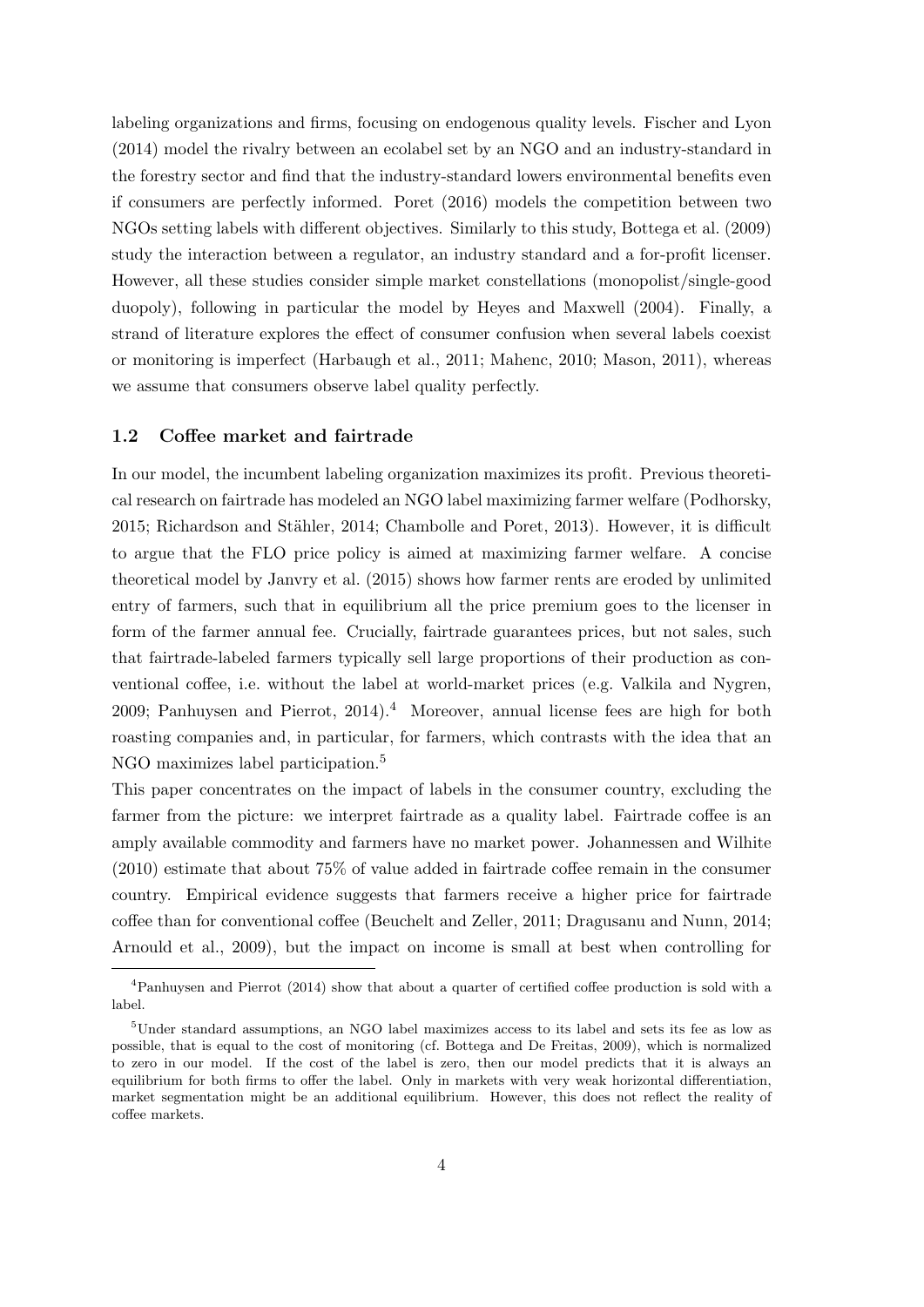labeling organizations and firms, focusing on endogenous quality levels. Fischer and Lyon (2014) model the rivalry between an ecolabel set by an NGO and an industry-standard in the forestry sector and find that the industry-standard lowers environmental benefits even if consumers are perfectly informed. Poret (2016) models the competition between two NGOs setting labels with different objectives. Similarly to this study, Bottega et al. (2009) study the interaction between a regulator, an industry standard and a for-profit licenser. However, all these studies consider simple market constellations (monopolist/single-good duopoly), following in particular the model by Heyes and Maxwell (2004). Finally, a strand of literature explores the effect of consumer confusion when several labels coexist or monitoring is imperfect (Harbaugh et al., 2011; Mahenc, 2010; Mason, 2011), whereas we assume that consumers observe label quality perfectly.

### 1.2 Coffee market and fairtrade

In our model, the incumbent labeling organization maximizes its profit. Previous theoretical research on fairtrade has modeled an NGO label maximizing farmer welfare (Podhorsky, 2015; Richardson and Stähler, 2014; Chambolle and Poret, 2013). However, it is difficult to argue that the FLO price policy is aimed at maximizing farmer welfare. A concise theoretical model by Janvry et al. (2015) shows how farmer rents are eroded by unlimited entry of farmers, such that in equilibrium all the price premium goes to the licenser in form of the farmer annual fee. Crucially, fairtrade guarantees prices, but not sales, such that fairtrade-labeled farmers typically sell large proportions of their production as conventional coffee, i.e. without the label at world-market prices (e.g. Valkila and Nygren, 2009; Panhuysen and Pierrot, 2014).[4] Moreover, annual license fees are high for both roasting companies and, in particular, for farmers, which contrasts with the idea that an NGO maximizes label participation.[5]

This paper concentrates on the impact of labels in the consumer country, excluding the farmer from the picture: we interpret fairtrade as a quality label. Fairtrade coffee is an amply available commodity and farmers have no market power. Johannessen and Wilhite (2010) estimate that about 75% of value added in fairtrade coffee remain in the consumer country. Empirical evidence suggests that farmers receive a higher price for fairtrade coffee than for conventional coffee (Beuchelt and Zeller, 2011; Dragusanu and Nunn, 2014; Arnould et al., 2009), but the impact on income is small at best when controlling for

[4] Panhuysen and Pierrot (2014) show that about a quarter of certified coffee production is sold with a label.

[5] Under standard assumptions, an NGO label maximizes access to its label and sets its fee as low as possible, that is equal to the cost of monitoring (cf. Bottega and De Freitas, 2009), which is normalized to zero in our model. If the cost of the label is zero, then our model predicts that it is always an equilibrium for both firms to offer the label. Only in markets with very weak horizontal differentiation, market segmentation might be an additional equilibrium. However, this does not reflect the reality of coffee markets.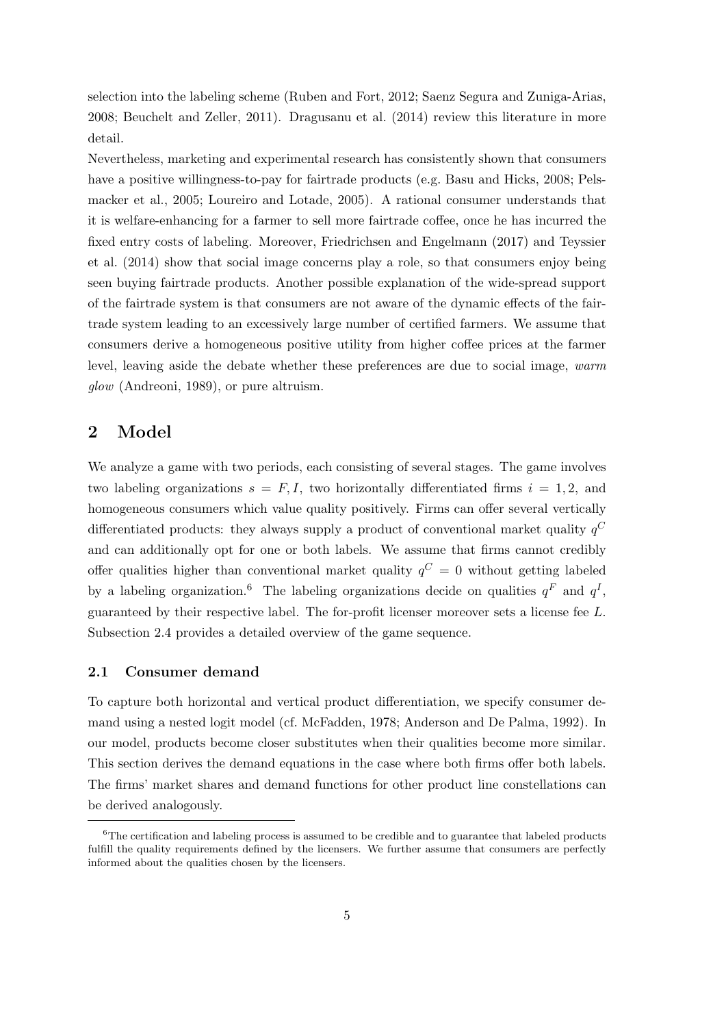selection into the labeling scheme (Ruben and Fort, 2012; Saenz Segura and Zuniga-Arias, 2008; Beuchelt and Zeller, 2011). Dragusanu et al. (2014) review this literature in more detail.

Nevertheless, marketing and experimental research has consistently shown that consumers have a positive willingness-to-pay for fairtrade products (e.g. Basu and Hicks, 2008; Pelsmacker et al., 2005; Loureiro and Lotade, 2005). A rational consumer understands that it is welfare-enhancing for a farmer to sell more fairtrade coffee, once he has incurred the fixed entry costs of labeling. Moreover, Friedrichsen and Engelmann (2017) and Teyssier et al. (2014) show that social image concerns play a role, so that consumers enjoy being seen buying fairtrade products. Another possible explanation of the wide-spread support of the fairtrade system is that consumers are not aware of the dynamic effects of the fairtrade system leading to an excessively large number of certified farmers. We assume that consumers derive a homogeneous positive utility from higher coffee prices at the farmer level, leaving aside the debate whether these preferences are due to social image, *warm glow* (Andreoni, 1989), or pure altruism.

# 2 Model

We analyze a game with two periods, each consisting of several stages. The game involves two labeling organizations $s = F, I$, two horizontally differentiated firms $i = 1, 2$, and homogeneous consumers which value quality positively. Firms can offer several vertically differentiated products: they always supply a product of conventional market quality $q^C$ and can additionally opt for one or both labels. We assume that firms cannot credibly offer qualities higher than conventional market quality $q^C = 0$ without getting labeled by a labeling organization.[6] The labeling organizations decide on qualities $q^F$ and $q^I$, guaranteed by their respective label. The for-profit licenser moreover sets a license fee $L$. Subsection 2.4 provides a detailed overview of the game sequence.

## 2.1 Consumer demand

To capture both horizontal and vertical product differentiation, we specify consumer demand using a nested logit model (cf. McFadden, 1978; Anderson and De Palma, 1992). In our model, products become closer substitutes when their qualities become more similar. This section derives the demand equations in the case where both firms offer both labels. The firms' market shares and demand functions for other product line constellations can be derived analogously.

[6] The certification and labeling process is assumed to be credible and to guarantee that labeled products fulfill the quality requirements defined by the licensers. We further assume that consumers are perfectly informed about the qualities chosen by the licensers.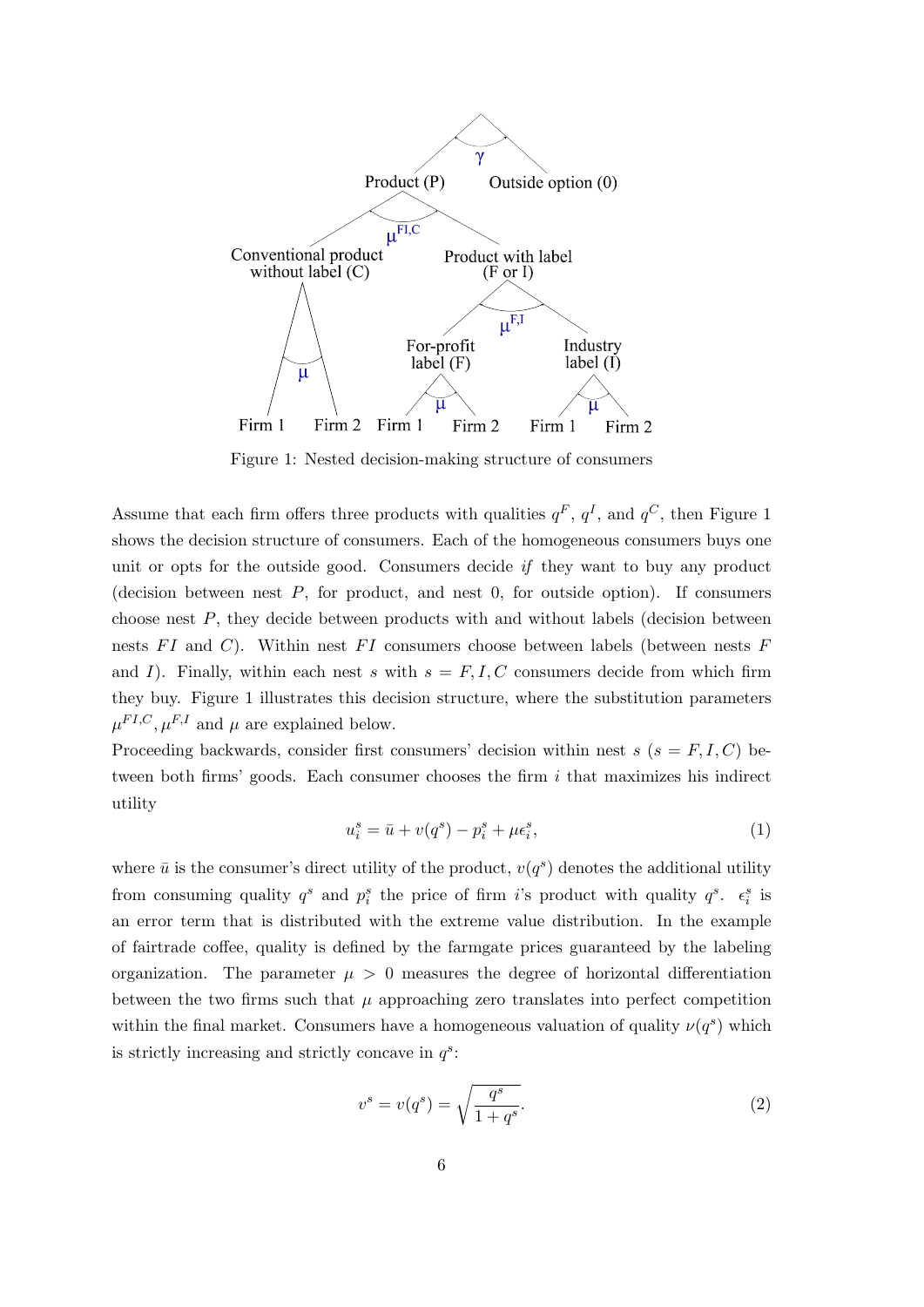Figure 1: Nested decision-making structure of consumers

Assume that each firm offers three products with qualities $q^F$, $q^I$, and $q^C$, then Figure 1 shows the decision structure of consumers. Each of the homogeneous consumers buys one unit or opts for the outside good. Consumers decide *if* they want to buy any product (decision between nest $P$, for product, and nest 0, for outside option). If consumers choose nest $P$, they decide between products with and without labels (decision between nests $FI$ and $C$). Within nest $FI$ consumers choose between labels (between nests $F$ and $I$). Finally, within each nest $s$ with $s = F, I, C$ consumers decide from which firm they buy. Figure 1 illustrates this decision structure, where the substitution parameters $\mu^{FI,C}, \mu^{F,I}$ and $\mu$ are explained below.

Proceeding backwards, consider first consumers' decision within nest $s$ ($s = F, I, C$) between both firms' goods. Each consumer chooses the firm $i$ that maximizes his indirect utility

$$u_i^s = \bar{u} + v(q^s) - p_i^s + \mu\epsilon_i^s, \tag{1}$$

where $\bar{u}$ is the consumer's direct utility of the product, $v(q^s)$ denotes the additional utility from consuming quality $q^s$ and $p_i^s$ the price of firm $i$'s product with quality $q^s$. $\epsilon_i^s$ is an error term that is distributed with the extreme value distribution. In the example of fairtrade coffee, quality is defined by the farmgate prices guaranteed by the labeling organization. The parameter $\mu > 0$ measures the degree of horizontal differentiation between the two firms such that $\mu$ approaching zero translates into perfect competition within the final market. Consumers have a homogeneous valuation of quality $\nu(q^s)$ which is strictly increasing and strictly concave in $q^s$:

$$v^s = v(q^s) = \sqrt{\frac{q^s}{1 + q^s}}. \tag{2}$$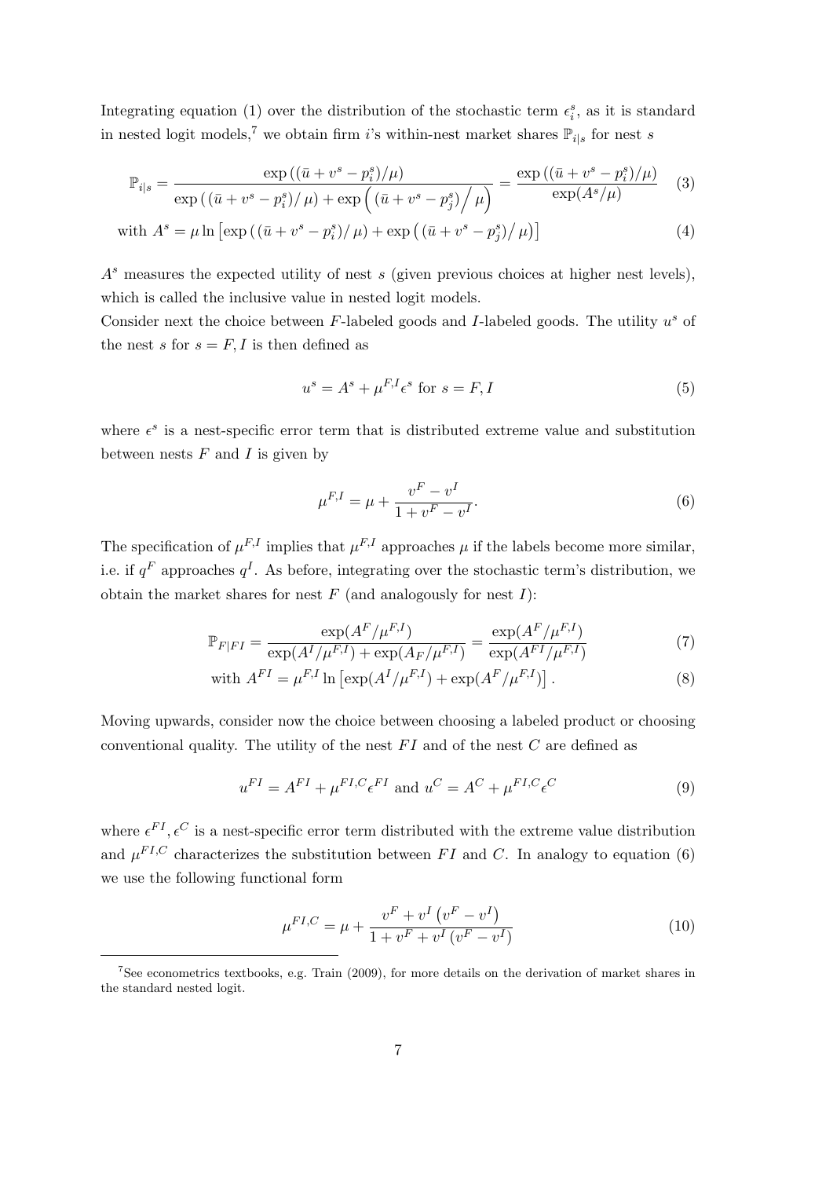Integrating equation (1) over the distribution of the stochastic term $\epsilon_i^s$, as it is standard in nested logit models,[7] we obtain firm $i$'s within-nest market shares $\mathbb{P}_{i|s}$ for nest $s$

$$\mathbb{P}_{i|s} = \frac{\exp\left((\bar{u} + v^s - p_i^s)/\mu\right)}{\exp\left((\bar{u} + v^s - p_i^s)/\mu\right) + \exp\left((\bar{u} + v^s - p_j^s)\Big/\mu\right)} = \frac{\exp\left((\bar{u} + v^s - p_i^s)/\mu\right)}{\exp(A^s/\mu)} \quad (3)$$

$$\text{with } A^s = \mu \ln\left[\exp\left((\bar{u} + v^s - p_i^s)/\mu\right) + \exp\left((\bar{u} + v^s - p_j^s)\big/\mu\right)\right] \quad (4)$$

$A^s$ measures the expected utility of nest $s$ (given previous choices at higher nest levels), which is called the inclusive value in nested logit models.

Consider next the choice between $F$-labeled goods and $I$-labeled goods. The utility $u^s$ of the nest $s$ for $s = F, I$ is then defined as

$$u^s = A^s + \mu^{F,I}\epsilon^s \text{ for } s = F, I \quad (5)$$

where $\epsilon^s$ is a nest-specific error term that is distributed extreme value and substitution between nests $F$ and $I$ is given by

$$\mu^{F,I} = \mu + \frac{v^F - v^I}{1 + v^F - v^I}. \quad (6)$$

The specification of $\mu^{F,I}$ implies that $\mu^{F,I}$ approaches $\mu$ if the labels become more similar, i.e. if $q^F$ approaches $q^I$. As before, integrating over the stochastic term's distribution, we obtain the market shares for nest $F$ (and analogously for nest $I$):

$$\mathbb{P}_{F|FI} = \frac{\exp(A^F/\mu^{F,I})}{\exp(A^I/\mu^{F,I}) + \exp(A_F/\mu^{F,I})} = \frac{\exp(A^F/\mu^{F,I})}{\exp(A^{FI}/\mu^{F,I})} \quad (7)$$

$$\text{with } A^{FI} = \mu^{F,I} \ln\left[\exp(A^I/\mu^{F,I}) + \exp(A^F/\mu^{F,I})\right]. \quad (8)$$

Moving upwards, consider now the choice between choosing a labeled product or choosing conventional quality. The utility of the nest $FI$ and of the nest $C$ are defined as

$$u^{FI} = A^{FI} + \mu^{FI,C}\epsilon^{FI} \text{ and } u^C = A^C + \mu^{FI,C}\epsilon^C \quad (9)$$

where $\epsilon^{FI}, \epsilon^C$ is a nest-specific error term distributed with the extreme value distribution and $\mu^{FI,C}$ characterizes the substitution between $FI$ and $C$. In analogy to equation (6) we use the following functional form

$$\mu^{FI,C} = \mu + \frac{v^F + v^I\left(v^F - v^I\right)}{1 + v^F + v^I\left(v^F - v^I\right)} \quad (10)$$

[7] See econometrics textbooks, e.g. Train (2009), for more details on the derivation of market shares in the standard nested logit.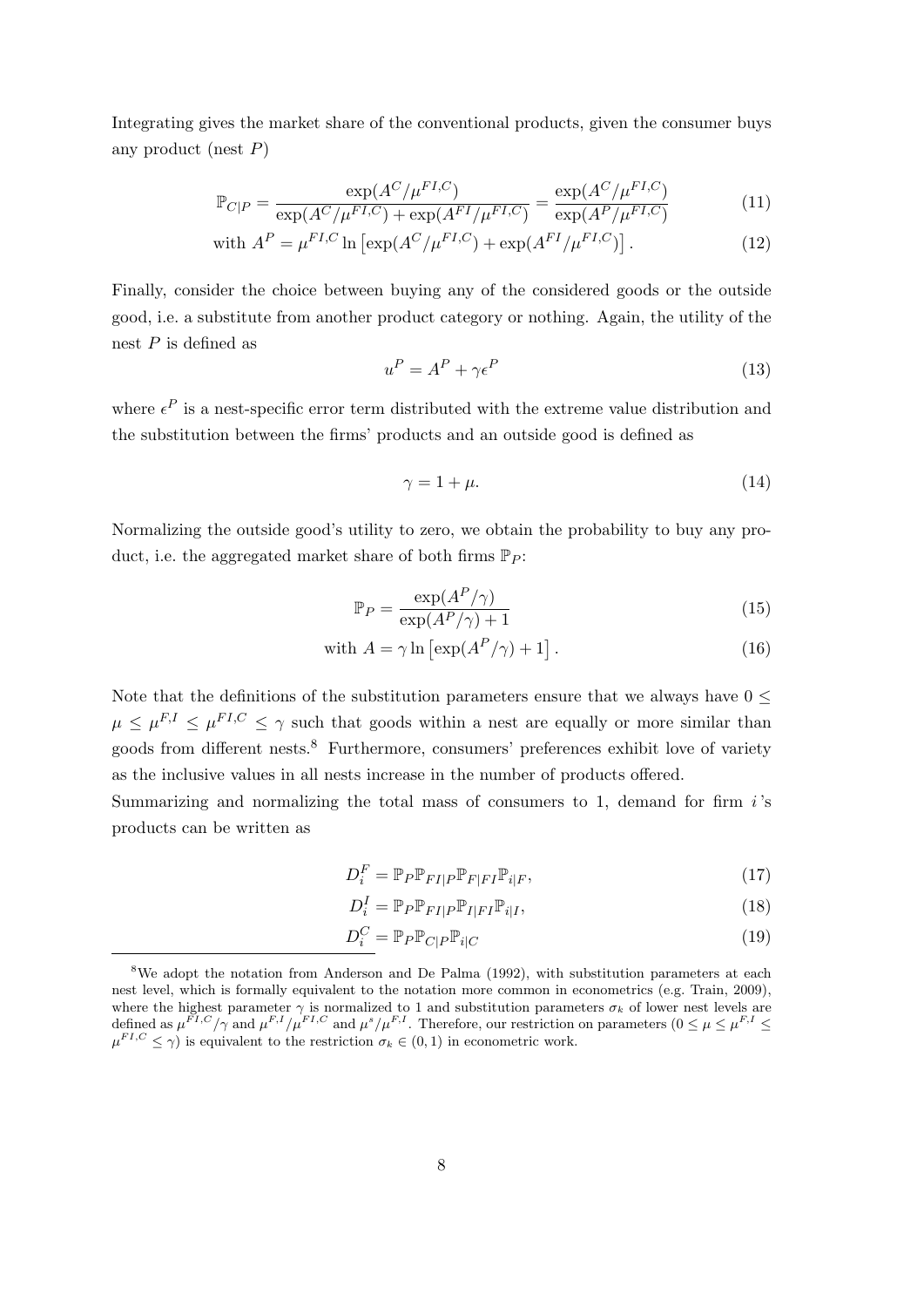Integrating gives the market share of the conventional products, given the consumer buys any product (nest $P$)

$$
\mathbb{P}_{C|P} = \frac{\exp(A^C/\mu^{FI,C})}{\exp(A^C/\mu^{FI,C}) + \exp(A^{FI}/\mu^{FI,C})} = \frac{\exp(A^C/\mu^{FI,C})}{\exp(A^P/\mu^{FI,C})} \tag{11}
$$

$$
\text{with } A^P = \mu^{FI,C} \ln\left[\exp(A^C/\mu^{FI,C}) + \exp(A^{FI}/\mu^{FI,C})\right]. \tag{12}
$$

Finally, consider the choice between buying any of the considered goods or the outside good, i.e. a substitute from another product category or nothing. Again, the utility of the nest $P$ is defined as

$$
u^P = A^P + \gamma \epsilon^P \tag{13}
$$

where $\epsilon^P$ is a nest-specific error term distributed with the extreme value distribution and the substitution between the firms' products and an outside good is defined as

$$
\gamma = 1 + \mu. \tag{14}
$$

Normalizing the outside good's utility to zero, we obtain the probability to buy any product, i.e. the aggregated market share of both firms $\mathbb{P}_P$:

$$
\mathbb{P}_P = \frac{\exp(A^P/\gamma)}{\exp(A^P/\gamma) + 1} \tag{15}
$$

$$
\text{with } A = \gamma \ln\left[\exp(A^P/\gamma) + 1\right]. \tag{16}
$$

Note that the definitions of the substitution parameters ensure that we always have $0 \leq \mu \leq \mu^{F,I} \leq \mu^{FI,C} \leq \gamma$ such that goods within a nest are equally or more similar than goods from different nests.[8] Furthermore, consumers' preferences exhibit love of variety as the inclusive values in all nests increase in the number of products offered.

Summarizing and normalizing the total mass of consumers to 1, demand for firm $i$'s products can be written as

$$
D_i^F = \mathbb{P}_P \mathbb{P}_{FI|P} \mathbb{P}_{F|FI} \mathbb{P}_{i|F}, \tag{17}
$$

$$
D_i^I = \mathbb{P}_P \mathbb{P}_{FI|P} \mathbb{P}_{I|FI} \mathbb{P}_{i|I}, \tag{18}
$$

$$
D_i^C = \mathbb{P}_P \mathbb{P}_{C|P} \mathbb{P}_{i|C} \tag{19}
$$

[8] We adopt the notation from Anderson and De Palma (1992), with substitution parameters at each nest level, which is formally equivalent to the notation more common in econometrics (e.g. Train, 2009), where the highest parameter $\gamma$ is normalized to 1 and substitution parameters $\sigma_k$ of lower nest levels are defined as $\mu^{FI,C}/\gamma$ and $\mu^{F,I}/\mu^{FI,C}$ and $\mu^s/\mu^{F,I}$. Therefore, our restriction on parameters ($0 \leq \mu \leq \mu^{F,I} \leq \mu^{FI,C} \leq \gamma$) is equivalent to the restriction $\sigma_k \in (0, 1)$ in econometric work.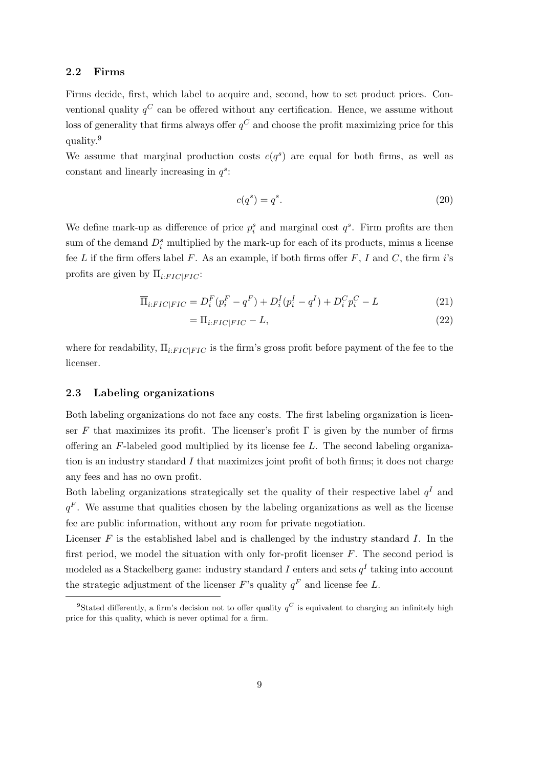### 2.2 Firms

Firms decide, first, which label to acquire and, second, how to set product prices. Conventional quality $q^C$ can be offered without any certification. Hence, we assume without loss of generality that firms always offer $q^C$ and choose the profit maximizing price for this quality.[9]

We assume that marginal production costs $c(q^s)$ are equal for both firms, as well as constant and linearly increasing in $q^s$:

$$c(q^s) = q^s. \tag{20}$$

We define mark-up as difference of price $p_i^s$ and marginal cost $q^s$. Firm profits are then sum of the demand $D_i^s$ multiplied by the mark-up for each of its products, minus a license fee $L$ if the firm offers label $F$. As an example, if both firms offer $F$, $I$ and $C$, the firm $i$'s profits are given by $\overline{\Pi}_{i:FIC|FIC}$:

$$\overline{\Pi}_{i:FIC|FIC} = D_i^F(p_i^F - q^F) + D_i^I(p_i^I - q^I) + D_i^C p_i^C - L \tag{21}$$

$$= \Pi_{i:FIC|FIC} - L, \tag{22}$$

where for readability, $\Pi_{i:FIC|FIC}$ is the firm's gross profit before payment of the fee to the licenser.

### 2.3 Labeling organizations

Both labeling organizations do not face any costs. The first labeling organization is licenser $F$ that maximizes its profit. The licenser's profit $\Gamma$ is given by the number of firms offering an $F$-labeled good multiplied by its license fee $L$. The second labeling organization is an industry standard $I$ that maximizes joint profit of both firms; it does not charge any fees and has no own profit.

Both labeling organizations strategically set the quality of their respective label $q^I$ and $q^F$. We assume that qualities chosen by the labeling organizations as well as the license fee are public information, without any room for private negotiation.

Licenser $F$ is the established label and is challenged by the industry standard $I$. In the first period, we model the situation with only for-profit licenser $F$. The second period is modeled as a Stackelberg game: industry standard $I$ enters and sets $q^I$ taking into account the strategic adjustment of the licenser $F$'s quality $q^F$ and license fee $L$.

---

[9] Stated differently, a firm's decision not to offer quality $q^C$ is equivalent to charging an infinitely high price for this quality, which is never optimal for a firm.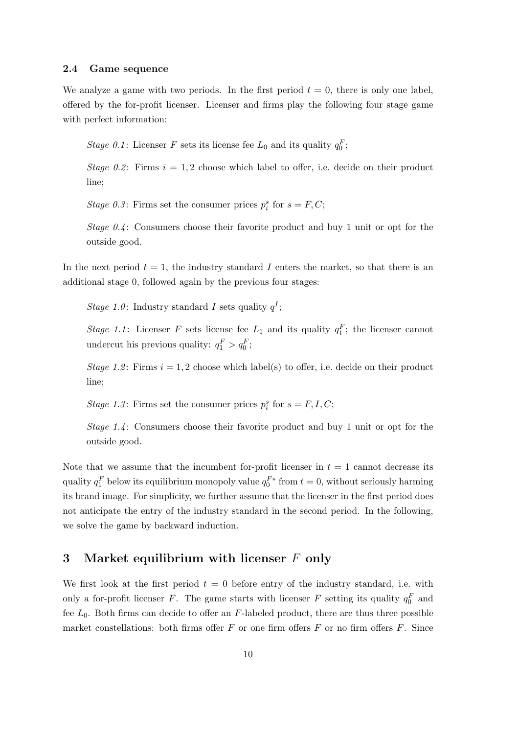### 2.4 Game sequence

We analyze a game with two periods. In the first period $t = 0$, there is only one label, offered by the for-profit licenser. Licenser and firms play the following four stage game with perfect information:

*Stage 0.1*: Licenser $F$ sets its license fee $L_0$ and its quality $q_0^F$;

*Stage 0.2*: Firms $i = 1, 2$ choose which label to offer, i.e. decide on their product line;

*Stage 0.3*: Firms set the consumer prices $p_i^s$ for $s = F, C$;

*Stage 0.4*: Consumers choose their favorite product and buy 1 unit or opt for the outside good.

In the next period $t = 1$, the industry standard $I$ enters the market, so that there is an additional stage 0, followed again by the previous four stages:

*Stage 1.0*: Industry standard $I$ sets quality $q^I$;

*Stage 1.1*: Licenser $F$ sets license fee $L_1$ and its quality $q_1^F$; the licenser cannot undercut his previous quality: $q_1^F > q_0^F$;

*Stage 1.2*: Firms $i = 1, 2$ choose which label(s) to offer, i.e. decide on their product line;

*Stage 1.3*: Firms set the consumer prices $p_i^s$ for $s = F, I, C$;

*Stage 1.4*: Consumers choose their favorite product and buy 1 unit or opt for the outside good.

Note that we assume that the incumbent for-profit licenser in $t = 1$ cannot decrease its quality $q_1^F$ below its equilibrium monopoly value $q_0^{F*}$ from $t = 0$, without seriously harming its brand image. For simplicity, we further assume that the licenser in the first period does not anticipate the entry of the industry standard in the second period. In the following, we solve the game by backward induction.

# 3 Market equilibrium with licenser $F$ only

We first look at the first period $t = 0$ before entry of the industry standard, i.e. with only a for-profit licenser $F$. The game starts with licenser $F$ setting its quality $q_0^F$ and fee $L_0$. Both firms can decide to offer an $F$-labeled product, there are thus three possible market constellations: both firms offer $F$ or one firm offers $F$ or no firm offers $F$. Since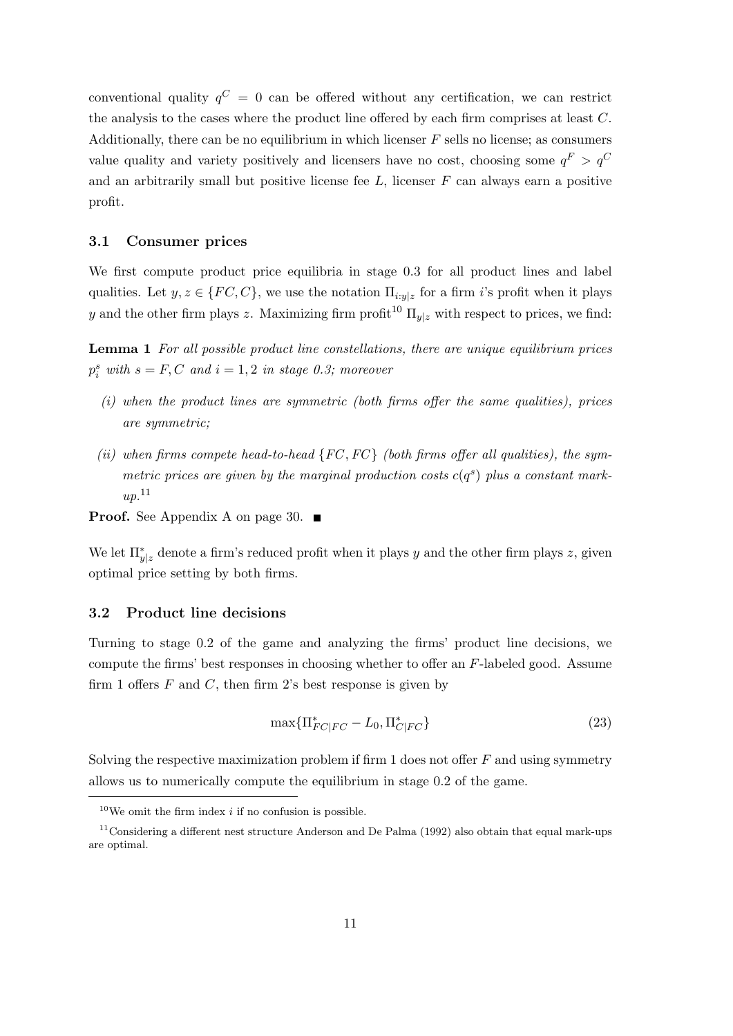conventional quality $q^C = 0$ can be offered without any certification, we can restrict the analysis to the cases where the product line offered by each firm comprises at least $C$. Additionally, there can be no equilibrium in which licenser $F$ sells no license; as consumers value quality and variety positively and licensers have no cost, choosing some $q^F > q^C$ and an arbitrarily small but positive license fee $L$, licenser $F$ can always earn a positive profit.

### 3.1 Consumer prices

We first compute product price equilibria in stage 0.3 for all product lines and label qualities. Let $y, z \in \{FC, C\}$, we use the notation $\Pi_{i:y|z}$ for a firm $i$'s profit when it plays $y$ and the other firm plays $z$. Maximizing firm profit[10] $\Pi_{y|z}$ with respect to prices, we find:

**Lemma 1** *For all possible product line constellations, there are unique equilibrium prices $p_i^s$ with $s = F, C$ and $i = 1, 2$ in stage 0.3; moreover*

*(i) when the product lines are symmetric (both firms offer the same qualities), prices are symmetric;*

*(ii) when firms compete head-to-head $\{FC, FC\}$ (both firms offer all qualities), the symmetric prices are given by the marginal production costs $c(q^s)$ plus a constant mark-up.*[11]

**Proof.** See Appendix A on page 30. ■

We let $\Pi^*_{y|z}$ denote a firm's reduced profit when it plays $y$ and the other firm plays $z$, given optimal price setting by both firms.

### 3.2 Product line decisions

Turning to stage 0.2 of the game and analyzing the firms' product line decisions, we compute the firms' best responses in choosing whether to offer an $F$-labeled good. Assume firm 1 offers $F$ and $C$, then firm 2's best response is given by

$$\max\{\Pi^*_{FC|FC} - L_0, \Pi^*_{C|FC}\} \tag{23}$$

Solving the respective maximization problem if firm 1 does not offer $F$ and using symmetry allows us to numerically compute the equilibrium in stage 0.2 of the game.

---

[10] We omit the firm index $i$ if no confusion is possible.

[11] Considering a different nest structure Anderson and De Palma (1992) also obtain that equal mark-ups are optimal.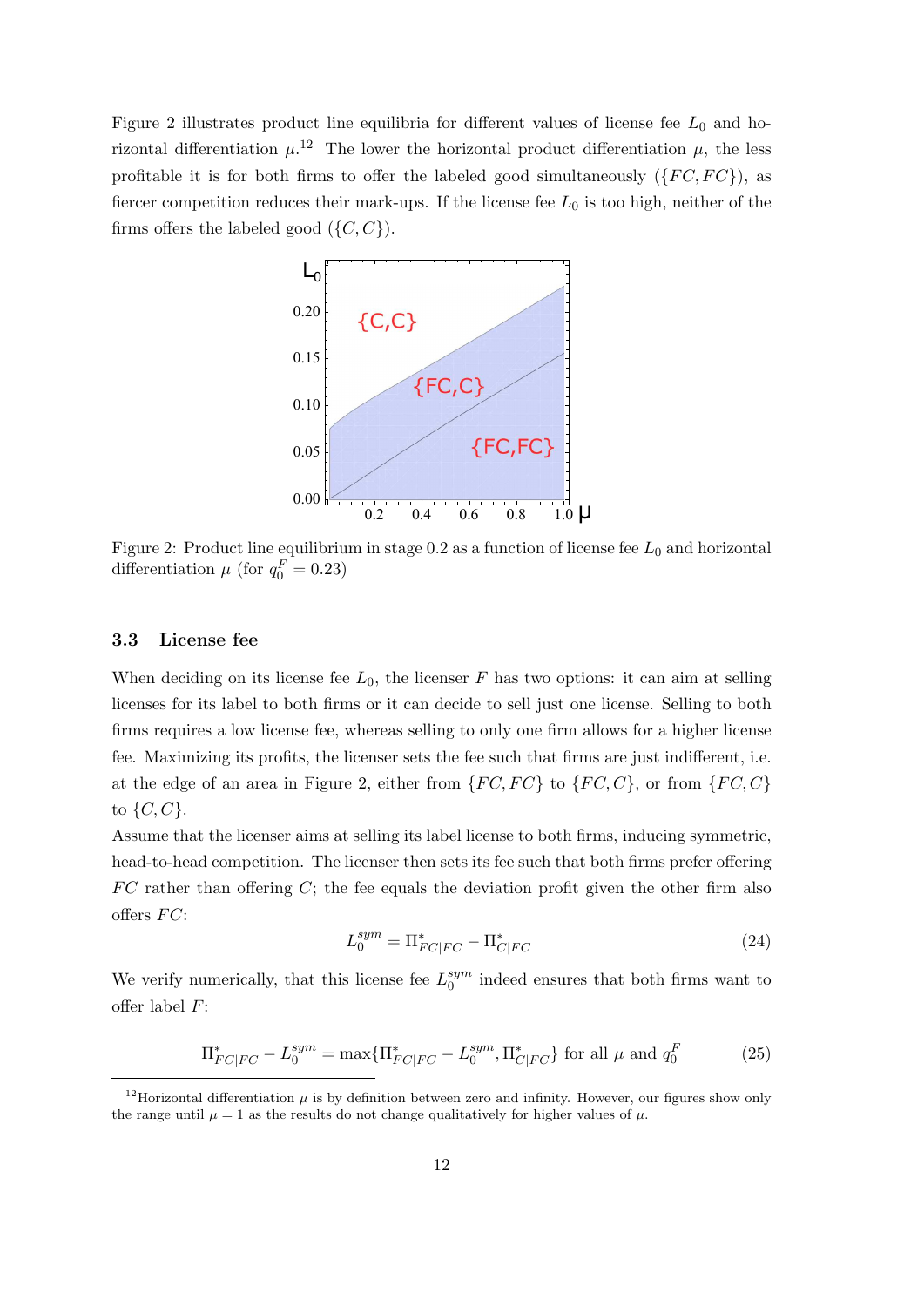Figure 2 illustrates product line equilibria for different values of license fee $L_0$ and horizontal differentiation $\mu$.[12] The lower the horizontal product differentiation $\mu$, the less profitable it is for both firms to offer the labeled good simultaneously ($\{FC, FC\}$), as fiercer competition reduces their mark-ups. If the license fee $L_0$ is too high, neither of the firms offers the labeled good ($\{C, C\}$).

Figure 2: Product line equilibrium in stage 0.2 as a function of license fee $L_0$ and horizontal differentiation $\mu$ (for $q_0^F = 0.23$)

### 3.3 License fee

When deciding on its license fee $L_0$, the licenser $F$ has two options: it can aim at selling licenses for its label to both firms or it can decide to sell just one license. Selling to both firms requires a low license fee, whereas selling to only one firm allows for a higher license fee. Maximizing its profits, the licenser sets the fee such that firms are just indifferent, i.e. at the edge of an area in Figure 2, either from $\{FC, FC\}$ to $\{FC, C\}$, or from $\{FC, C\}$ to $\{C, C\}$.

Assume that the licenser aims at selling its label license to both firms, inducing symmetric, head-to-head competition. The licenser then sets its fee such that both firms prefer offering $FC$ rather than offering $C$; the fee equals the deviation profit given the other firm also offers $FC$:

$$L_0^{sym} = \Pi^*_{FC|FC} - \Pi^*_{C|FC} \tag{24}$$

We verify numerically, that this license fee $L_0^{sym}$ indeed ensures that both firms want to offer label $F$:

$$\Pi^*_{FC|FC} - L_0^{sym} = \max\{\Pi^*_{FC|FC} - L_0^{sym}, \Pi^*_{C|FC}\} \text{ for all } \mu \text{ and } q_0^F \tag{25}$$

[12] Horizontal differentiation $\mu$ is by definition between zero and infinity. However, our figures show only the range until $\mu = 1$ as the results do not change qualitatively for higher values of $\mu$.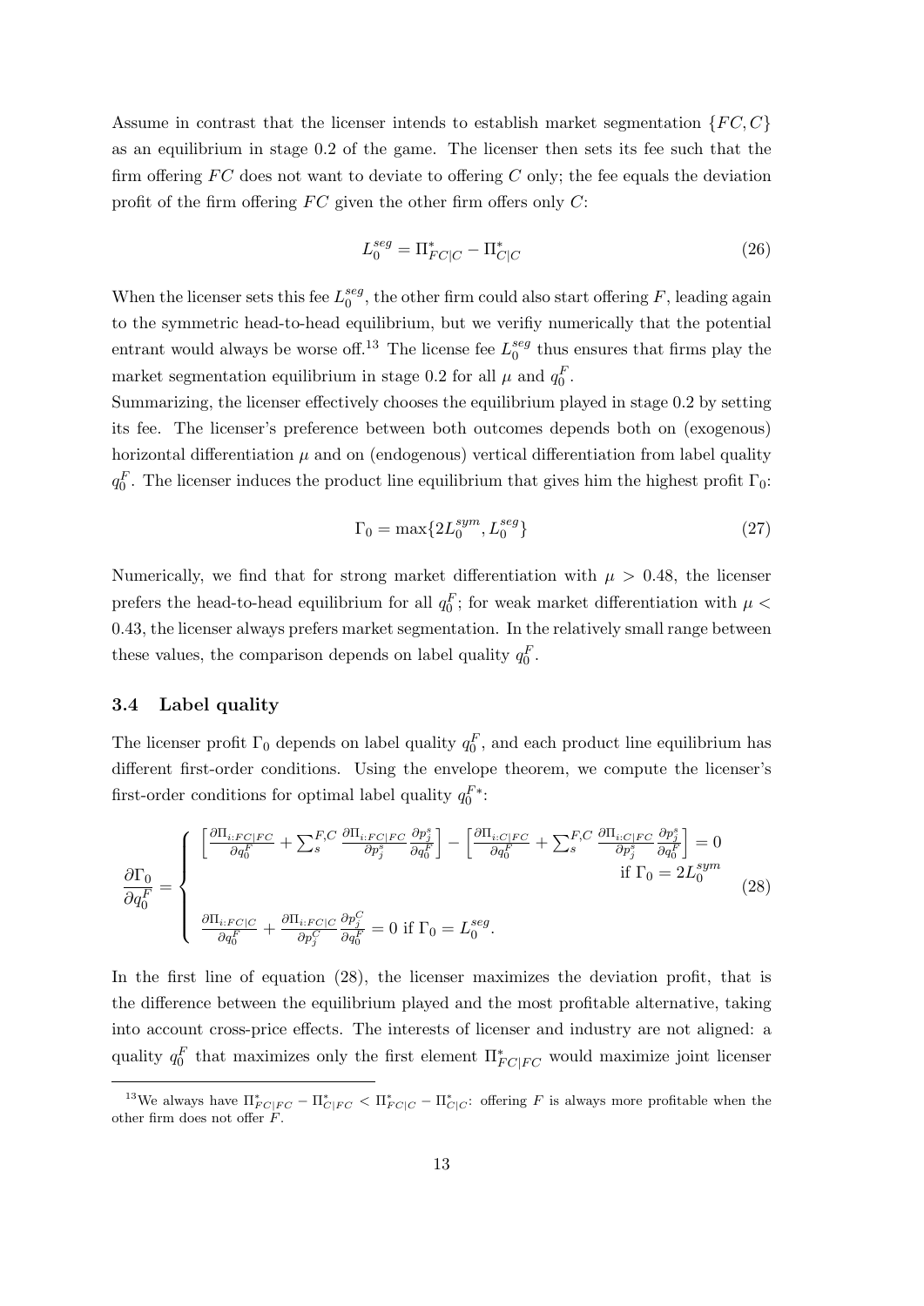Assume in contrast that the licenser intends to establish market segmentation $\{FC, C\}$ as an equilibrium in stage 0.2 of the game. The licenser then sets its fee such that the firm offering $FC$ does not want to deviate to offering $C$ only; the fee equals the deviation profit of the firm offering $FC$ given the other firm offers only $C$:

$$L_0^{seg} = \Pi^*_{FC|C} - \Pi^*_{C|C} \tag{26}$$

When the licenser sets this fee $L_0^{seg}$, the other firm could also start offering $F$, leading again to the symmetric head-to-head equilibrium, but we verifiy numerically that the potential entrant would always be worse off.[13] The license fee $L_0^{seg}$ thus ensures that firms play the market segmentation equilibrium in stage 0.2 for all $\mu$ and $q_0^F$.

Summarizing, the licenser effectively chooses the equilibrium played in stage 0.2 by setting its fee. The licenser's preference between both outcomes depends both on (exogenous) horizontal differentiation $\mu$ and on (endogenous) vertical differentiation from label quality $q_0^F$. The licenser induces the product line equilibrium that gives him the highest profit $\Gamma_0$:

$$\Gamma_0 = \max\{2L_0^{sym}, L_0^{seg}\} \tag{27}$$

Numerically, we find that for strong market differentiation with $\mu > 0.48$, the licenser prefers the head-to-head equilibrium for all $q_0^F$; for weak market differentiation with $\mu < 0.43$, the licenser always prefers market segmentation. In the relatively small range between these values, the comparison depends on label quality $q_0^F$.

### 3.4 Label quality

The licenser profit $\Gamma_0$ depends on label quality $q_0^F$, and each product line equilibrium has different first-order conditions. Using the envelope theorem, we compute the licenser's first-order conditions for optimal label quality $q_0^{F*}$:

$$\frac{\partial \Gamma_0}{\partial q_0^F} = \begin{cases} \left[\frac{\partial \Pi_{i:FC|FC}}{\partial q_0^F} + \sum_s^{F,C} \frac{\partial \Pi_{i:FC|FC}}{\partial p_j^s}\frac{\partial p_j^s}{\partial q_0^F}\right] - \left[\frac{\partial \Pi_{i:C|FC}}{\partial q_0^F} + \sum_s^{F,C} \frac{\partial \Pi_{i:C|FC}}{\partial p_j^s}\frac{\partial p_j^s}{\partial q_0^F}\right] = 0 & \text{if } \Gamma_0 = 2L_0^{sym} \\ \frac{\partial \Pi_{i:FC|C}}{\partial q_0^F} + \frac{\partial \Pi_{i:FC|C}}{\partial p_j^C}\frac{\partial p_j^C}{\partial q_0^F} = 0 & \text{if } \Gamma_0 = L_0^{seg}. \end{cases} \tag{28}$$

In the first line of equation (28), the licenser maximizes the deviation profit, that is the difference between the equilibrium played and the most profitable alternative, taking into account cross-price effects. The interests of licenser and industry are not aligned: a quality $q_0^F$ that maximizes only the first element $\Pi^*_{FC|FC}$ would maximize joint licenser

---

[13] We always have $\Pi^*_{FC|FC} - \Pi^*_{C|FC} < \Pi^*_{FC|C} - \Pi^*_{C|C}$: offering $F$ is always more profitable when the other firm does not offer $F$.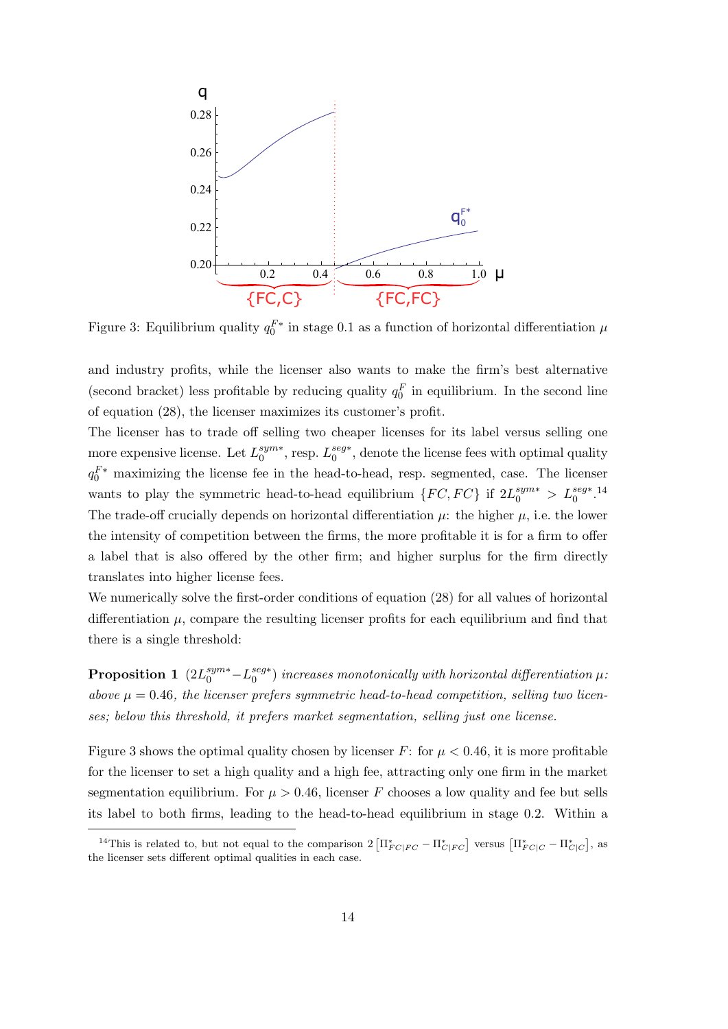Figure 3: Equilibrium quality $q_0^{F*}$ in stage 0.1 as a function of horizontal differentiation $\mu$

and industry profits, while the licenser also wants to make the firm's best alternative (second bracket) less profitable by reducing quality $q_0^F$ in equilibrium. In the second line of equation (28), the licenser maximizes its customer's profit.

The licenser has to trade off selling two cheaper licenses for its label versus selling one more expensive license. Let $L_0^{sym*}$, resp. $L_0^{seg*}$, denote the license fees with optimal quality $q_0^{F*}$ maximizing the license fee in the head-to-head, resp. segmented, case. The licenser wants to play the symmetric head-to-head equilibrium $\{FC, FC\}$ if $2L_0^{sym*} > L_0^{seg*}$.[14] The trade-off crucially depends on horizontal differentiation $\mu$: the higher $\mu$, i.e. the lower the intensity of competition between the firms, the more profitable it is for a firm to offer a label that is also offered by the other firm; and higher surplus for the firm directly translates into higher license fees.

We numerically solve the first-order conditions of equation (28) for all values of horizontal differentiation $\mu$, compare the resulting licenser profits for each equilibrium and find that there is a single threshold:

**Proposition 1** *$(2L_0^{sym*} - L_0^{seg*})$ increases monotonically with horizontal differentiation $\mu$: above $\mu = 0.46$, the licenser prefers symmetric head-to-head competition, selling two licenses; below this threshold, it prefers market segmentation, selling just one license.*

Figure 3 shows the optimal quality chosen by licenser $F$: for $\mu < 0.46$, it is more profitable for the licenser to set a high quality and a high fee, attracting only one firm in the market segmentation equilibrium. For $\mu > 0.46$, licenser $F$ chooses a low quality and fee but sells its label to both firms, leading to the head-to-head equilibrium in stage 0.2. Within a

[14] This is related to, but not equal to the comparison $2\left[\Pi^*_{FC|FC} - \Pi^*_{C|FC}\right]$ versus $\left[\Pi^*_{FC|C} - \Pi^*_{C|C}\right]$, as the licenser sets different optimal qualities in each case.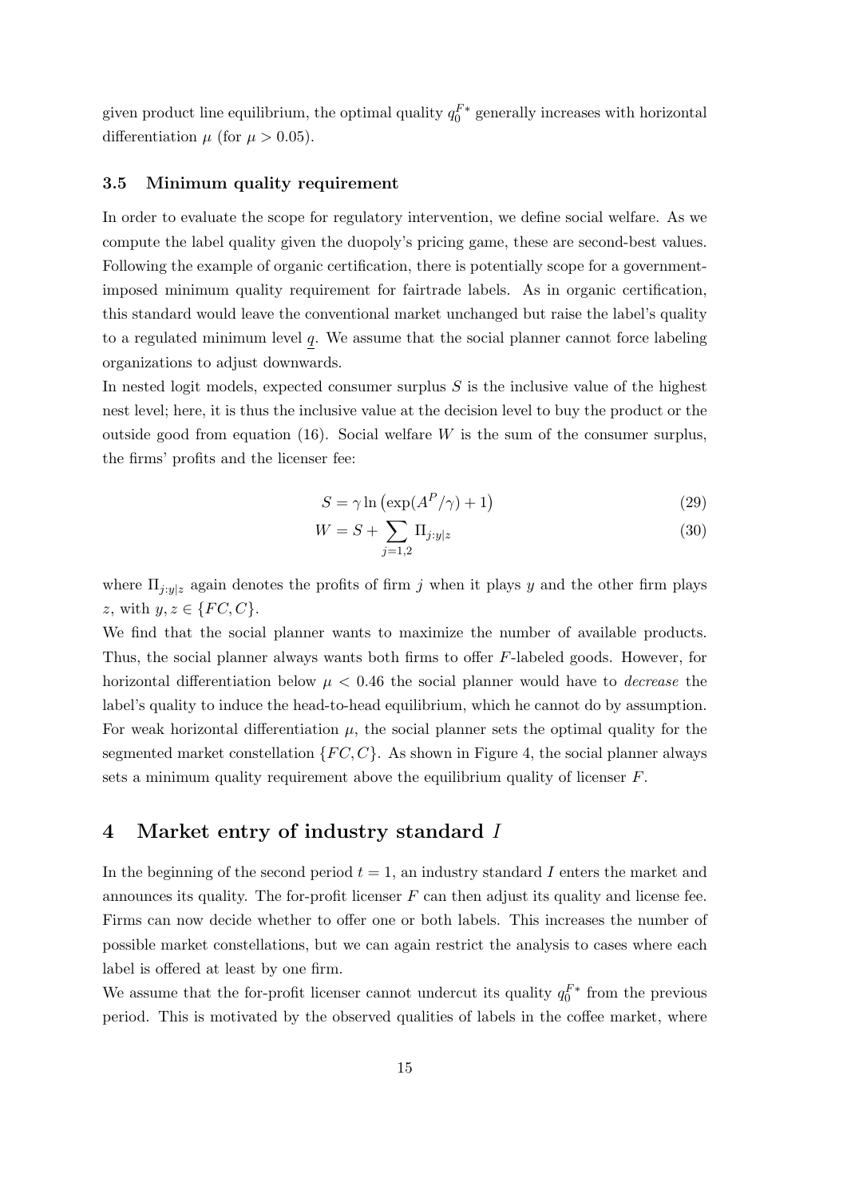given product line equilibrium, the optimal quality $q_0^{F*}$ generally increases with horizontal differentiation $\mu$ (for $\mu > 0.05$).

### 3.5 Minimum quality requirement

In order to evaluate the scope for regulatory intervention, we define social welfare. As we compute the label quality given the duopoly's pricing game, these are second-best values. Following the example of organic certification, there is potentially scope for a government-imposed minimum quality requirement for fairtrade labels. As in organic certification, this standard would leave the conventional market unchanged but raise the label's quality to a regulated minimum level $\underline{q}$. We assume that the social planner cannot force labeling organizations to adjust downwards.

In nested logit models, expected consumer surplus $S$ is the inclusive value of the highest nest level; here, it is thus the inclusive value at the decision level to buy the product or the outside good from equation (16). Social welfare $W$ is the sum of the consumer surplus, the firms' profits and the licenser fee:

$$S = \gamma \ln\left(\exp(A^P/\gamma) + 1\right) \tag{29}$$

$$W = S + \sum_{j=1,2} \Pi_{j:y|z} \tag{30}$$

where $\Pi_{j:y|z}$ again denotes the profits of firm $j$ when it plays $y$ and the other firm plays $z$, with $y, z \in \{FC, C\}$.

We find that the social planner wants to maximize the number of available products. Thus, the social planner always wants both firms to offer $F$-labeled goods. However, for horizontal differentiation below $\mu < 0.46$ the social planner would have to *decrease* the label's quality to induce the head-to-head equilibrium, which he cannot do by assumption. For weak horizontal differentiation $\mu$, the social planner sets the optimal quality for the segmented market constellation $\{FC, C\}$. As shown in Figure 4, the social planner always sets a minimum quality requirement above the equilibrium quality of licenser $F$.

## 4 Market entry of industry standard $I$

In the beginning of the second period $t = 1$, an industry standard $I$ enters the market and announces its quality. The for-profit licenser $F$ can then adjust its quality and license fee. Firms can now decide whether to offer one or both labels. This increases the number of possible market constellations, but we can again restrict the analysis to cases where each label is offered at least by one firm.

We assume that the for-profit licenser cannot undercut its quality $q_0^{F*}$ from the previous period. This is motivated by the observed qualities of labels in the coffee market, where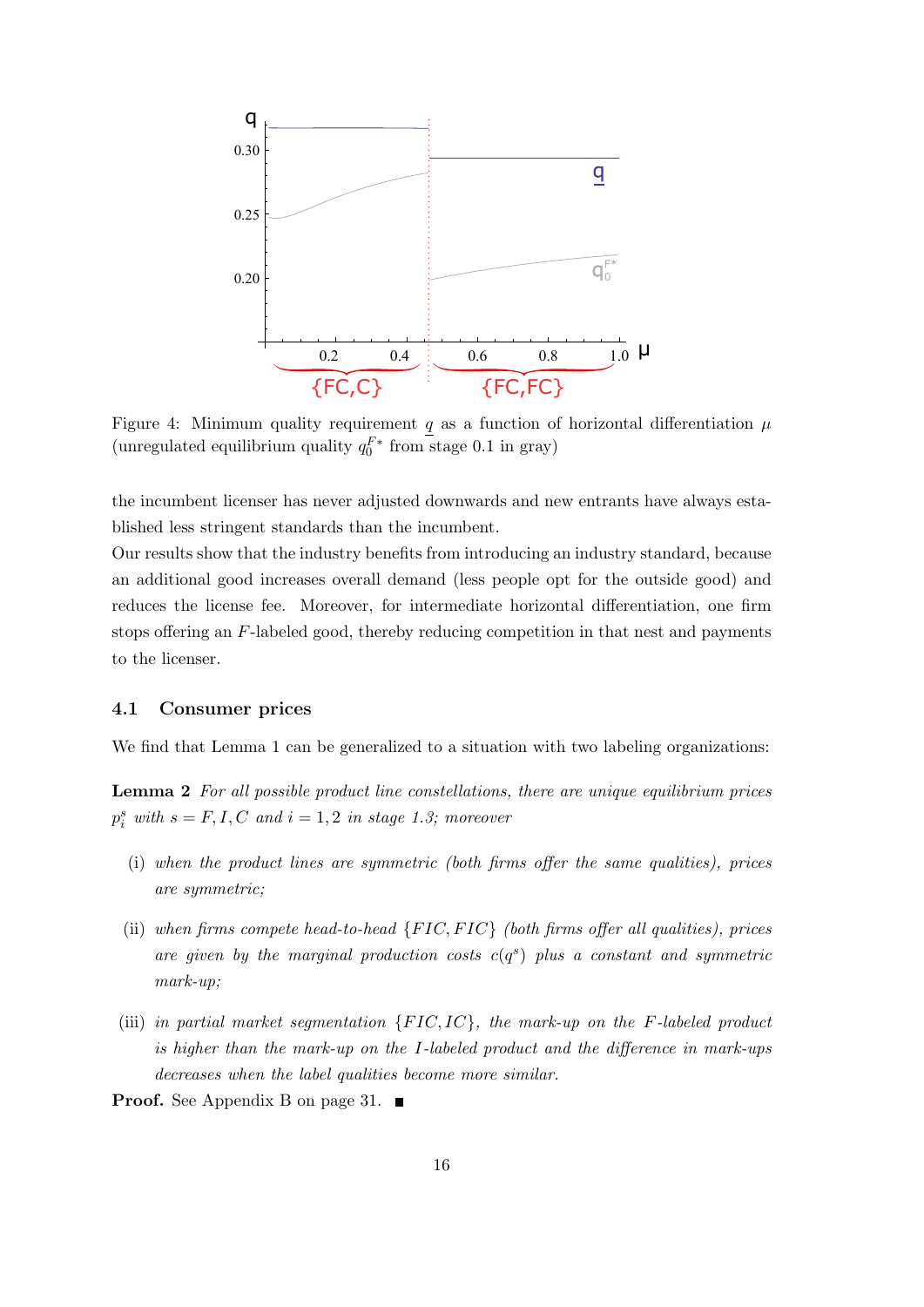Figure 4: Minimum quality requirement $\underline{q}$ as a function of horizontal differentiation $\mu$ (unregulated equilibrium quality $q_0^{F*}$ from stage 0.1 in gray)

the incumbent licenser has never adjusted downwards and new entrants have always established less stringent standards than the incumbent.

Our results show that the industry benefits from introducing an industry standard, because an additional good increases overall demand (less people opt for the outside good) and reduces the license fee. Moreover, for intermediate horizontal differentiation, one firm stops offering an $F$-labeled good, thereby reducing competition in that nest and payments to the licenser.

### 4.1 Consumer prices

We find that Lemma 1 can be generalized to a situation with two labeling organizations:

**Lemma 2** *For all possible product line constellations, there are unique equilibrium prices $p_i^s$ with $s = F, I, C$ and $i = 1, 2$ in stage 1.3; moreover*

(i) *when the product lines are symmetric (both firms offer the same qualities), prices are symmetric;*

(ii) *when firms compete head-to-head $\{FIC, FIC\}$ (both firms offer all qualities), prices are given by the marginal production costs $c(q^s)$ plus a constant and symmetric mark-up;*

(iii) *in partial market segmentation $\{FIC, IC\}$, the mark-up on the $F$-labeled product is higher than the mark-up on the $I$-labeled product and the difference in mark-ups decreases when the label qualities become more similar.*

**Proof.** See Appendix B on page 31. ■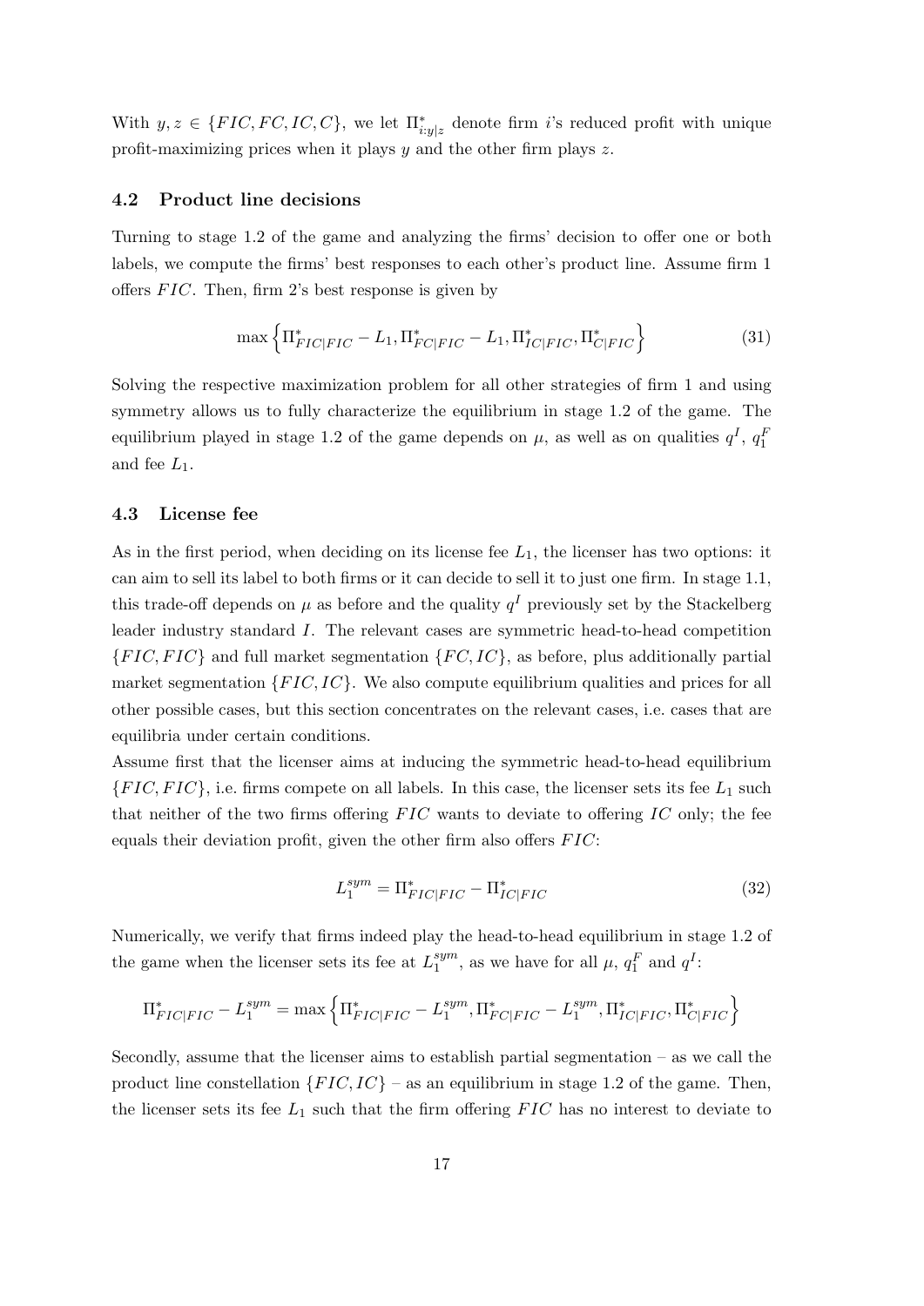With $y, z \in \{FIC, FC, IC, C\}$, we let $\Pi^*_{i:y|z}$ denote firm $i$'s reduced profit with unique profit-maximizing prices when it plays $y$ and the other firm plays $z$.

### 4.2 Product line decisions

Turning to stage 1.2 of the game and analyzing the firms' decision to offer one or both labels, we compute the firms' best responses to each other's product line. Assume firm 1 offers $FIC$. Then, firm 2's best response is given by

$$\max\left\{\Pi^*_{FIC|FIC} - L_1, \Pi^*_{FC|FIC} - L_1, \Pi^*_{IC|FIC}, \Pi^*_{C|FIC}\right\} \tag{31}$$

Solving the respective maximization problem for all other strategies of firm 1 and using symmetry allows us to fully characterize the equilibrium in stage 1.2 of the game. The equilibrium played in stage 1.2 of the game depends on $\mu$, as well as on qualities $q^I$, $q_1^F$ and fee $L_1$.

### 4.3 License fee

As in the first period, when deciding on its license fee $L_1$, the licenser has two options: it can aim to sell its label to both firms or it can decide to sell it to just one firm. In stage 1.1, this trade-off depends on $\mu$ as before and the quality $q^I$ previously set by the Stackelberg leader industry standard $I$. The relevant cases are symmetric head-to-head competition $\{FIC, FIC\}$ and full market segmentation $\{FC, IC\}$, as before, plus additionally partial market segmentation $\{FIC, IC\}$. We also compute equilibrium qualities and prices for all other possible cases, but this section concentrates on the relevant cases, i.e. cases that are equilibria under certain conditions.

Assume first that the licenser aims at inducing the symmetric head-to-head equilibrium $\{FIC, FIC\}$, i.e. firms compete on all labels. In this case, the licenser sets its fee $L_1$ such that neither of the two firms offering $FIC$ wants to deviate to offering $IC$ only; the fee equals their deviation profit, given the other firm also offers $FIC$:

$$L_1^{sym} = \Pi^*_{FIC|FIC} - \Pi^*_{IC|FIC} \tag{32}$$

Numerically, we verify that firms indeed play the head-to-head equilibrium in stage 1.2 of the game when the licenser sets its fee at $L_1^{sym}$, as we have for all $\mu$, $q_1^F$ and $q^I$:

$$\Pi^*_{FIC|FIC} - L_1^{sym} = \max\left\{\Pi^*_{FIC|FIC} - L_1^{sym}, \Pi^*_{FC|FIC} - L_1^{sym}, \Pi^*_{IC|FIC}, \Pi^*_{C|FIC}\right\}$$

Secondly, assume that the licenser aims to establish partial segmentation – as we call the product line constellation $\{FIC, IC\}$ – as an equilibrium in stage 1.2 of the game. Then, the licenser sets its fee $L_1$ such that the firm offering $FIC$ has no interest to deviate to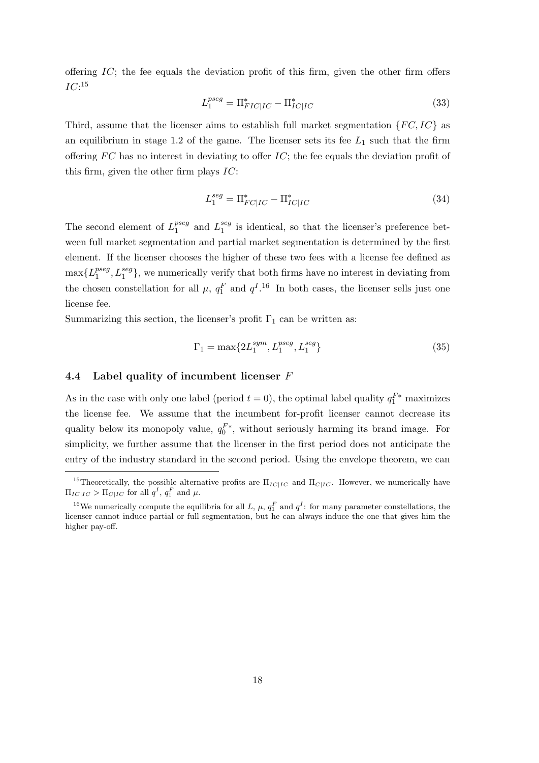offering $IC$; the fee equals the deviation profit of this firm, given the other firm offers $IC$:[15]

$$L_1^{pseg} = \Pi^*_{FIC|IC} - \Pi^*_{IC|IC} \tag{33}$$

Third, assume that the licenser aims to establish full market segmentation $\{FC, IC\}$ as an equilibrium in stage 1.2 of the game. The licenser sets its fee $L_1$ such that the firm offering $FC$ has no interest in deviating to offer $IC$; the fee equals the deviation profit of this firm, given the other firm plays $IC$:

$$L_1^{seg} = \Pi^*_{FC|IC} - \Pi^*_{IC|IC} \tag{34}$$

The second element of $L_1^{pseg}$ and $L_1^{seg}$ is identical, so that the licenser's preference between full market segmentation and partial market segmentation is determined by the first element. If the licenser chooses the higher of these two fees with a license fee defined as $\max\{L_1^{pseg}, L_1^{seg}\}$, we numerically verify that both firms have no interest in deviating from the chosen constellation for all $\mu$, $q_1^F$ and $q^I$.[16] In both cases, the licenser sells just one license fee.

Summarizing this section, the licenser's profit $\Gamma_1$ can be written as:

$$\Gamma_1 = \max\{2L_1^{sym}, L_1^{pseg}, L_1^{seg}\} \tag{35}$$

### 4.4 Label quality of incumbent licenser $F$

As in the case with only one label (period $t = 0$), the optimal label quality $q_1^{F*}$ maximizes the license fee. We assume that the incumbent for-profit licenser cannot decrease its quality below its monopoly value, $q_0^{F*}$, without seriously harming its brand image. For simplicity, we further assume that the licenser in the first period does not anticipate the entry of the industry standard in the second period. Using the envelope theorem, we can

---

[15] Theoretically, the possible alternative profits are $\Pi_{IC|IC}$ and $\Pi_{C|IC}$. However, we numerically have $\Pi_{IC|IC} > \Pi_{C|IC}$ for all $q^I$, $q_1^F$ and $\mu$.

[16] We numerically compute the equilibria for all $L$, $\mu$, $q_1^F$ and $q^I$: for many parameter constellations, the licenser cannot induce partial or full segmentation, but he can always induce the one that gives him the higher pay-off.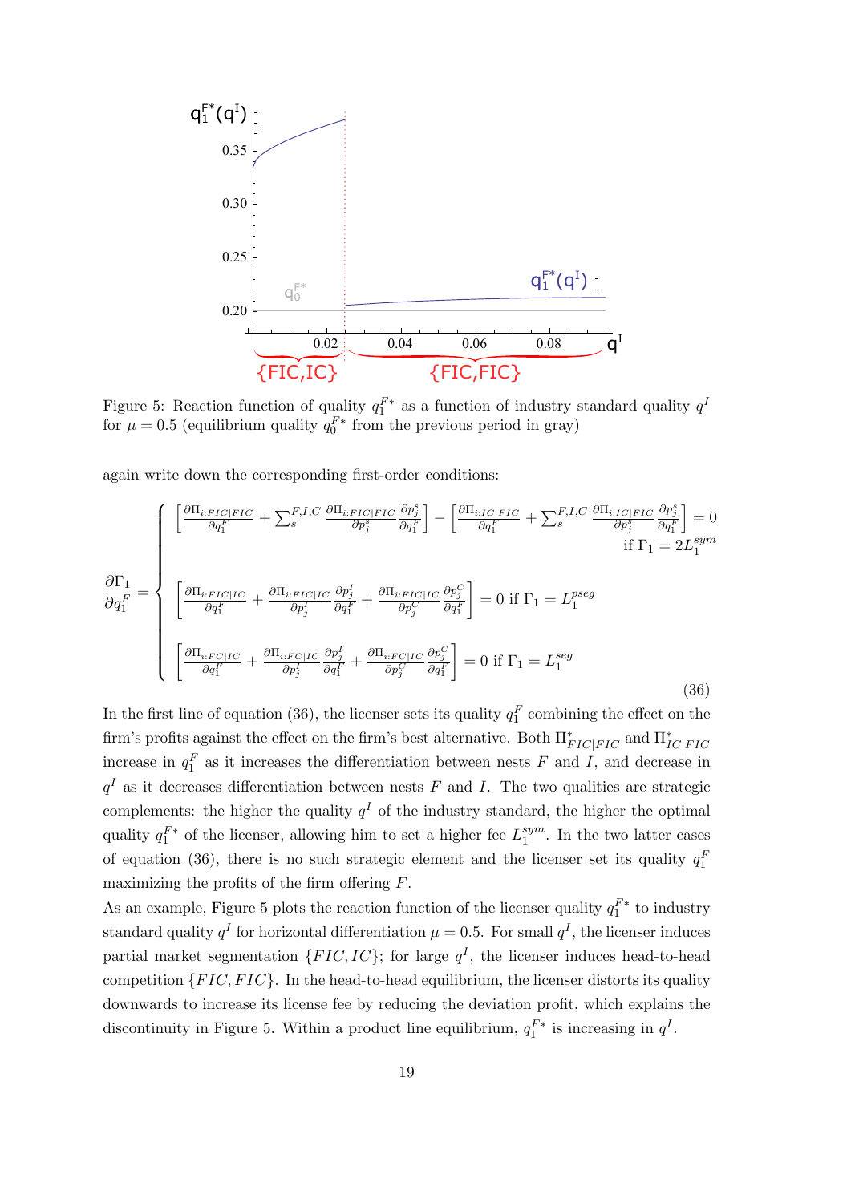Figure 5: Reaction function of quality $q_1^{F*}$ as a function of industry standard quality $q^I$ for $\mu = 0.5$ (equilibrium quality $q_0^{F*}$ from the previous period in gray)

again write down the corresponding first-order conditions:

$$
\frac{\partial \Gamma_1}{\partial q_1^F} = \begin{cases} \left[ \frac{\partial \Pi_{i:FIC|FIC}}{\partial q_1^F} + \sum_s^{F,I,C} \frac{\partial \Pi_{i:FIC|FIC}}{\partial p_j^s} \frac{\partial p_j^s}{\partial q_1^F} \right] - \left[ \frac{\partial \Pi_{i:IC|FIC}}{\partial q_1^F} + \sum_s^{F,I,C} \frac{\partial \Pi_{i:IC|FIC}}{\partial p_j^s} \frac{\partial p_j^s}{\partial q_1^F} \right] = 0 \\ \qquad \text{if } \Gamma_1 = 2L_1^{sym} \\ \left[ \frac{\partial \Pi_{i:FIC|IC}}{\partial q_1^F} + \frac{\partial \Pi_{i:FIC|IC}}{\partial p_j^I} \frac{\partial p_j^I}{\partial q_1^F} + \frac{\partial \Pi_{i:FIC|IC}}{\partial p_j^C} \frac{\partial p_j^C}{\partial q_1^F} \right] = 0 \text{ if } \Gamma_1 = L_1^{pseg} \\ \left[ \frac{\partial \Pi_{i:FC|IC}}{\partial q_1^F} + \frac{\partial \Pi_{i:FC|IC}}{\partial p_j^I} \frac{\partial p_j^I}{\partial q_1^F} + \frac{\partial \Pi_{i:FC|IC}}{\partial p_j^C} \frac{\partial p_j^C}{\partial q_1^F} \right] = 0 \text{ if } \Gamma_1 = L_1^{seg} \end{cases} \tag{36}
$$

In the first line of equation (36), the licenser sets its quality $q_1^F$ combining the effect on the firm's profits against the effect on the firm's best alternative. Both $\Pi^*_{FIC|FIC}$ and $\Pi^*_{IC|FIC}$ increase in $q_1^F$ as it increases the differentiation between nests $F$ and $I$, and decrease in $q^I$ as it decreases differentiation between nests $F$ and $I$. The two qualities are strategic complements: the higher the quality $q^I$ of the industry standard, the higher the optimal quality $q_1^{F*}$ of the licenser, allowing him to set a higher fee $L_1^{sym}$. In the two latter cases of equation (36), there is no such strategic element and the licenser set its quality $q_1^F$ maximizing the profits of the firm offering $F$.

As an example, Figure 5 plots the reaction function of the licenser quality $q_1^{F*}$ to industry standard quality $q^I$ for horizontal differentiation $\mu = 0.5$. For small $q^I$, the licenser induces partial market segmentation $\{FIC, IC\}$; for large $q^I$, the licenser induces head-to-head competition $\{FIC, FIC\}$. In the head-to-head equilibrium, the licenser distorts its quality downwards to increase its license fee by reducing the deviation profit, which explains the discontinuity in Figure 5. Within a product line equilibrium, $q_1^{F*}$ is increasing in $q^I$.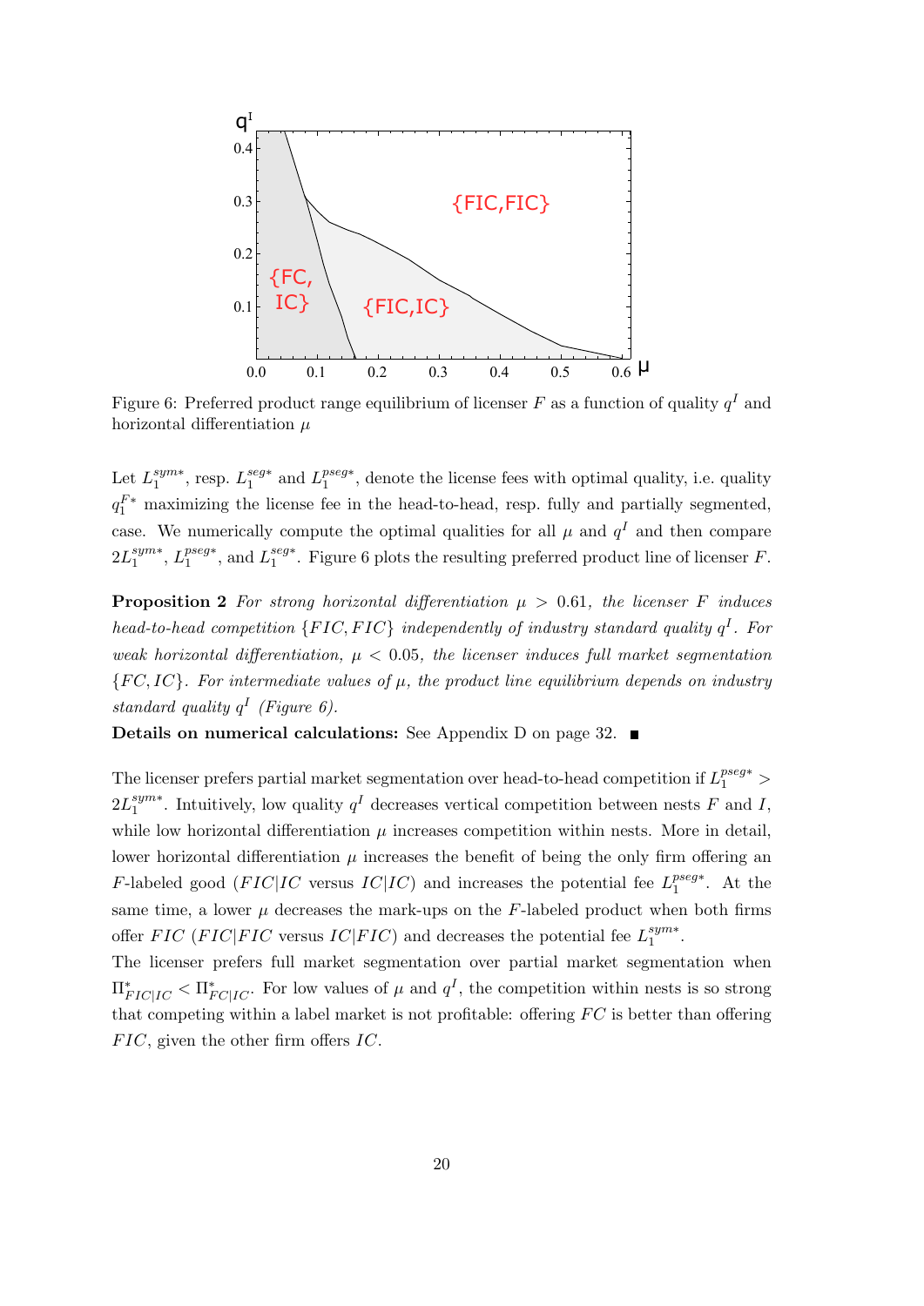Figure 6: Preferred product range equilibrium of licenser $F$ as a function of quality $q^I$ and horizontal differentiation $\mu$

Let $L_1^{sym*}$, resp. $L_1^{seg*}$ and $L_1^{pseg*}$, denote the license fees with optimal quality, i.e. quality $q_1^{F*}$ maximizing the license fee in the head-to-head, resp. fully and partially segmented, case. We numerically compute the optimal qualities for all $\mu$ and $q^I$ and then compare $2L_1^{sym*}$, $L_1^{pseg*}$, and $L_1^{seg*}$. Figure 6 plots the resulting preferred product line of licenser $F$.

**Proposition 2** *For strong horizontal differentiation $\mu > 0.61$, the licenser $F$ induces head-to-head competition $\{FIC, FIC\}$ independently of industry standard quality $q^I$. For weak horizontal differentiation, $\mu < 0.05$, the licenser induces full market segmentation $\{FC, IC\}$. For intermediate values of $\mu$, the product line equilibrium depends on industry standard quality $q^I$ (Figure 6).*

**Details on numerical calculations:** See Appendix D on page 32. ■

The licenser prefers partial market segmentation over head-to-head competition if $L_1^{pseg*} > 2L_1^{sym*}$. Intuitively, low quality $q^I$ decreases vertical competition between nests $F$ and $I$, while low horizontal differentiation $\mu$ increases competition within nests. More in detail, lower horizontal differentiation $\mu$ increases the benefit of being the only firm offering an $F$-labeled good ($FIC|IC$ versus $IC|IC$) and increases the potential fee $L_1^{pseg*}$. At the same time, a lower $\mu$ decreases the mark-ups on the $F$-labeled product when both firms offer $FIC$ ($FIC|FIC$ versus $IC|FIC$) and decreases the potential fee $L_1^{sym*}$.

The licenser prefers full market segmentation over partial market segmentation when $\Pi^*_{FIC|IC} < \Pi^*_{FC|IC}$. For low values of $\mu$ and $q^I$, the competition within nests is so strong that competing within a label market is not profitable: offering $FC$ is better than offering $FIC$, given the other firm offers $IC$.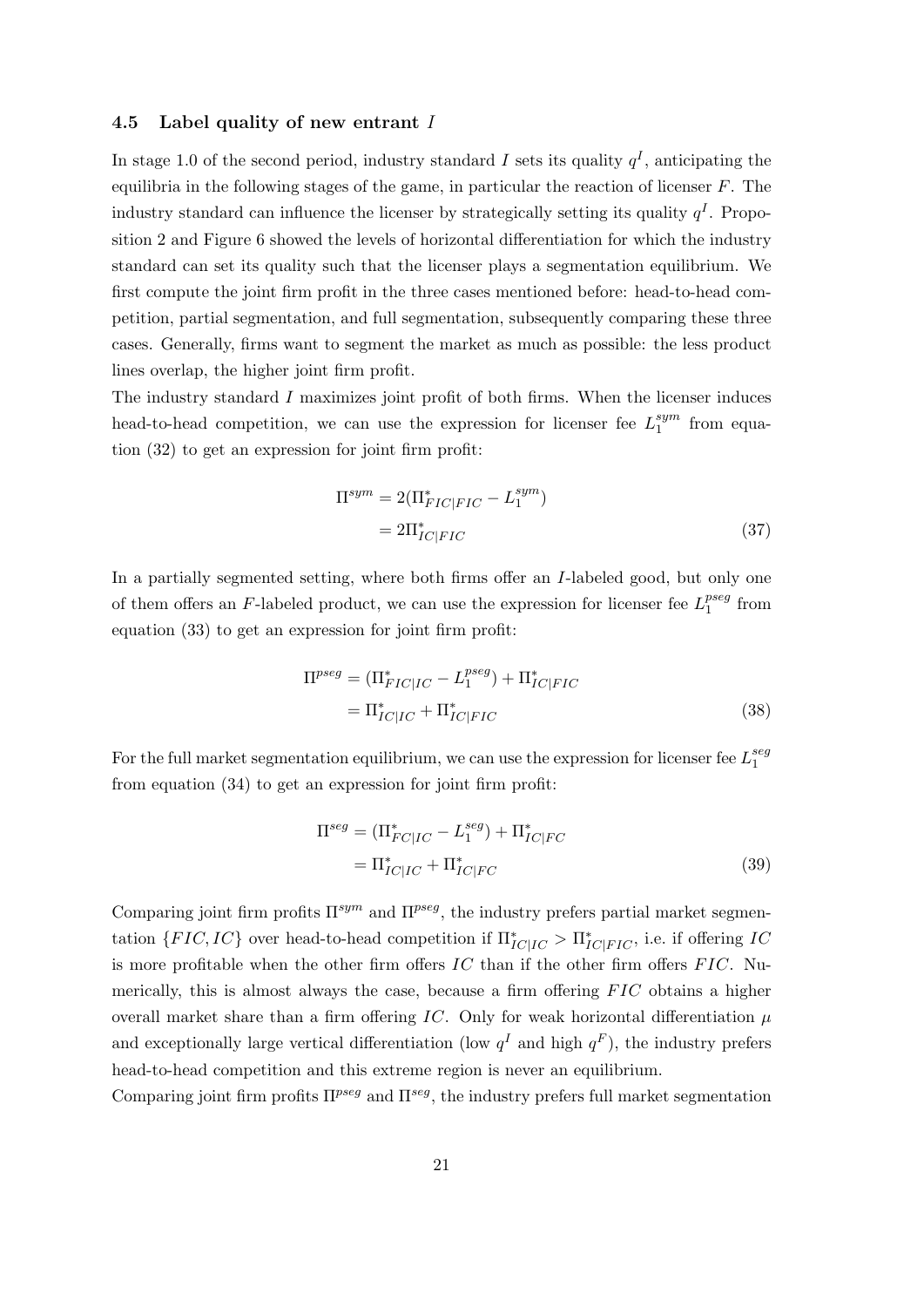### 4.5 Label quality of new entrant $I$

In stage 1.0 of the second period, industry standard $I$ sets its quality $q^I$, anticipating the equilibria in the following stages of the game, in particular the reaction of licenser $F$. The industry standard can influence the licenser by strategically setting its quality $q^I$. Proposition 2 and Figure 6 showed the levels of horizontal differentiation for which the industry standard can set its quality such that the licenser plays a segmentation equilibrium. We first compute the joint firm profit in the three cases mentioned before: head-to-head competition, partial segmentation, and full segmentation, subsequently comparing these three cases. Generally, firms want to segment the market as much as possible: the less product lines overlap, the higher joint firm profit.

The industry standard $I$ maximizes joint profit of both firms. When the licenser induces head-to-head competition, we can use the expression for licenser fee $L_1^{sym}$ from equation (32) to get an expression for joint firm profit:

$$
\begin{aligned}
\Pi^{sym} &= 2(\Pi^*_{FIC|FIC} - L_1^{sym}) \\
&= 2\Pi^*_{IC|FIC}
\end{aligned} \tag{37}
$$

In a partially segmented setting, where both firms offer an $I$-labeled good, but only one of them offers an $F$-labeled product, we can use the expression for licenser fee $L_1^{pseg}$ from equation (33) to get an expression for joint firm profit:

$$
\begin{aligned}
\Pi^{pseg} &= (\Pi^*_{FIC|IC} - L_1^{pseg}) + \Pi^*_{IC|FIC} \\
&= \Pi^*_{IC|IC} + \Pi^*_{IC|FIC}
\end{aligned} \tag{38}
$$

For the full market segmentation equilibrium, we can use the expression for licenser fee $L_1^{seg}$ from equation (34) to get an expression for joint firm profit:

$$
\begin{aligned}
\Pi^{seg} &= (\Pi^*_{FC|IC} - L_1^{seg}) + \Pi^*_{IC|FC} \\
&= \Pi^*_{IC|IC} + \Pi^*_{IC|FC}
\end{aligned} \tag{39}
$$

Comparing joint firm profits $\Pi^{sym}$ and $\Pi^{pseg}$, the industry prefers partial market segmentation $\{FIC, IC\}$ over head-to-head competition if $\Pi^*_{IC|IC} > \Pi^*_{IC|FIC}$, i.e. if offering $IC$ is more profitable when the other firm offers $IC$ than if the other firm offers $FIC$. Numerically, this is almost always the case, because a firm offering $FIC$ obtains a higher overall market share than a firm offering $IC$. Only for weak horizontal differentiation $\mu$ and exceptionally large vertical differentiation (low $q^I$ and high $q^F$), the industry prefers head-to-head competition and this extreme region is never an equilibrium.

Comparing joint firm profits $\Pi^{pseg}$ and $\Pi^{seg}$, the industry prefers full market segmentation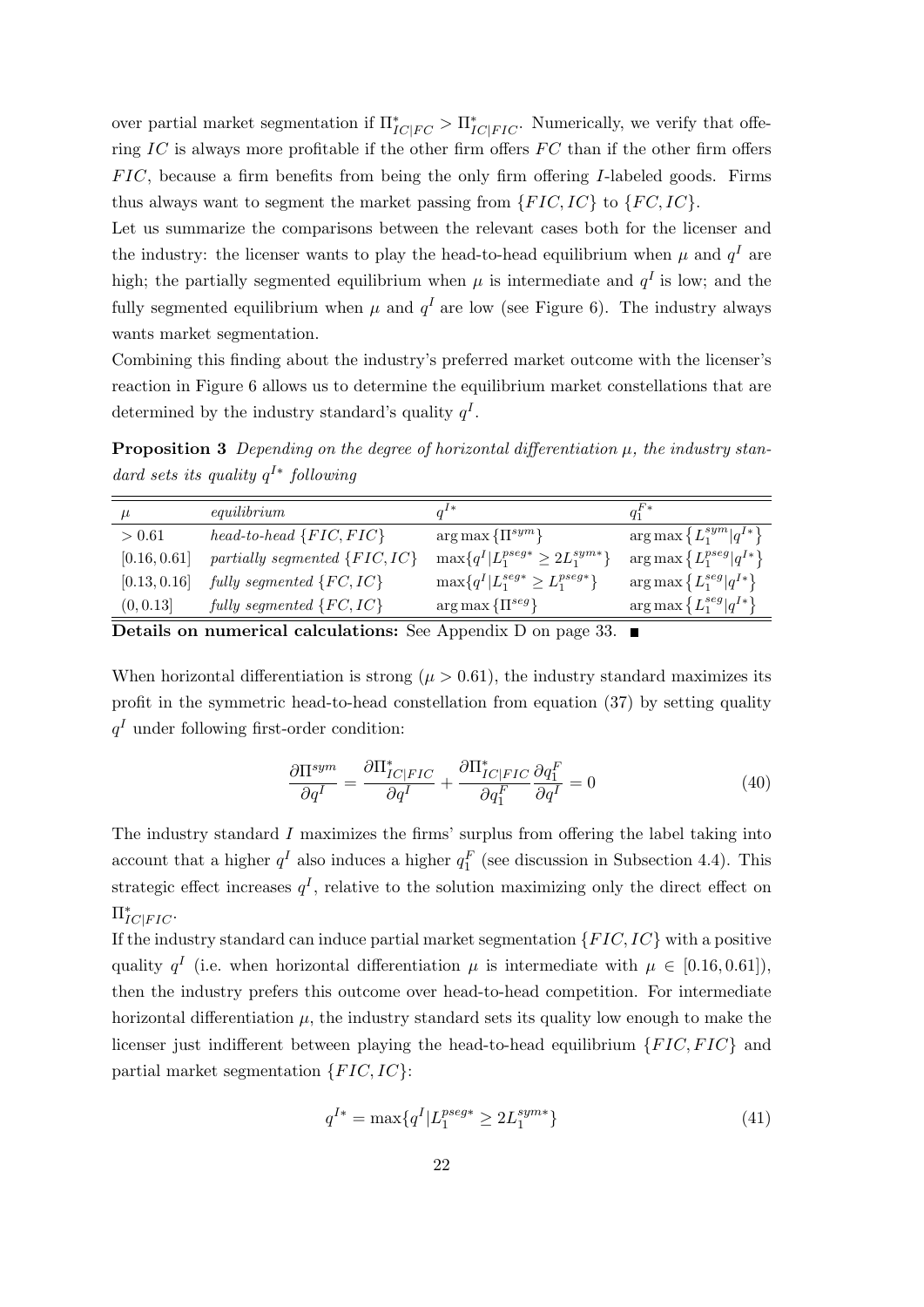over partial market segmentation if $\Pi^*_{IC|FC} > \Pi^*_{IC|FIC}$. Numerically, we verify that offering $IC$ is always more profitable if the other firm offers $FC$ than if the other firm offers $FIC$, because a firm benefits from being the only firm offering $I$-labeled goods. Firms thus always want to segment the market passing from $\{FIC, IC\}$ to $\{FC, IC\}$.

Let us summarize the comparisons between the relevant cases both for the licenser and the industry: the licenser wants to play the head-to-head equilibrium when $\mu$ and $q^I$ are high; the partially segmented equilibrium when $\mu$ is intermediate and $q^I$ is low; and the fully segmented equilibrium when $\mu$ and $q^I$ are low (see Figure 6). The industry always wants market segmentation.

Combining this finding about the industry's preferred market outcome with the licenser's reaction in Figure 6 allows us to determine the equilibrium market constellations that are determined by the industry standard's quality $q^I$.

**Proposition 3** *Depending on the degree of horizontal differentiation $\mu$, the industry standard sets its quality $q^{I*}$ following*

| $\mu$ | *equilibrium* | $q^{I*}$ | $q_1^{F*}$ |
|---|---|---|---|
| $> 0.61$ | *head-to-head* $\{FIC, FIC\}$ | $\arg\max\{\Pi^{sym}\}$ | $\arg\max\left\{L_1^{sym}\vert q^{I*}\right\}$ |
| $[0.16, 0.61]$ | *partially segmented* $\{FIC, IC\}$ | $\max\{q^I\vert L_1^{pseg*} \geq 2L_1^{sym*}\}$ | $\arg\max\left\{L_1^{pseg}\vert q^{I*}\right\}$ |
| $[0.13, 0.16]$ | *fully segmented* $\{FC, IC\}$ | $\max\{q^I\vert L_1^{seg*} \geq L_1^{pseg*}\}$ | $\arg\max\left\{L_1^{seg}\vert q^{I*}\right\}$ |
| $(0, 0.13]$ | *fully segmented* $\{FC, IC\}$ | $\arg\max\{\Pi^{seg}\}$ | $\arg\max\left\{L_1^{seg}\vert q^{I*}\right\}$ |

**Details on numerical calculations:** See Appendix D on page 33. ■

When horizontal differentiation is strong ($\mu > 0.61$), the industry standard maximizes its profit in the symmetric head-to-head constellation from equation (37) by setting quality $q^I$ under following first-order condition:

$$\frac{\partial \Pi^{sym}}{\partial q^I} = \frac{\partial \Pi^*_{IC|FIC}}{\partial q^I} + \frac{\partial \Pi^*_{IC|FIC}}{\partial q_1^F}\frac{\partial q_1^F}{\partial q^I} = 0 \tag{40}$$

The industry standard $I$ maximizes the firms' surplus from offering the label taking into account that a higher $q^I$ also induces a higher $q_1^F$ (see discussion in Subsection 4.4). This strategic effect increases $q^I$, relative to the solution maximizing only the direct effect on $\Pi^*_{IC|FIC}$.

If the industry standard can induce partial market segmentation $\{FIC, IC\}$ with a positive quality $q^I$ (i.e. when horizontal differentiation $\mu$ is intermediate with $\mu \in [0.16, 0.61]$), then the industry prefers this outcome over head-to-head competition. For intermediate horizontal differentiation $\mu$, the industry standard sets its quality low enough to make the licenser just indifferent between playing the head-to-head equilibrium $\{FIC, FIC\}$ and partial market segmentation $\{FIC, IC\}$:

$$q^{I*} = \max\{q^I | L_1^{pseg*} \geq 2L_1^{sym*}\} \tag{41}$$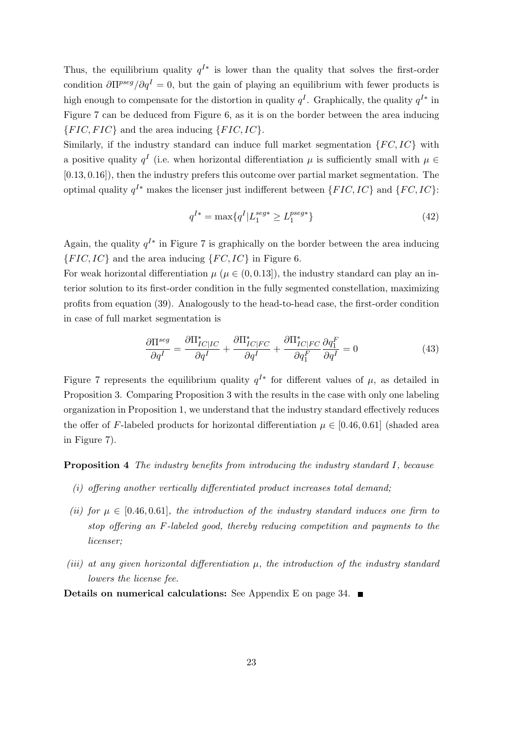Thus, the equilibrium quality $q^{I*}$ is lower than the quality that solves the first-order condition $\partial\Pi^{pseg}/\partial q^I = 0$, but the gain of playing an equilibrium with fewer products is high enough to compensate for the distortion in quality $q^I$. Graphically, the quality $q^{I*}$ in Figure 7 can be deduced from Figure 6, as it is on the border between the area inducing $\{FIC, FIC\}$ and the area inducing $\{FIC, IC\}$.

Similarly, if the industry standard can induce full market segmentation $\{FC, IC\}$ with a positive quality $q^I$ (i.e. when horizontal differentiation $\mu$ is sufficiently small with $\mu \in [0.13, 0.16]$), then the industry prefers this outcome over partial market segmentation. The optimal quality $q^{I*}$ makes the licenser just indifferent between $\{FIC, IC\}$ and $\{FC, IC\}$:

$$q^{I*} = \max\{q^I | L_1^{seg*} \geq L_1^{pseg*}\} \tag{42}$$

Again, the quality $q^{I*}$ in Figure 7 is graphically on the border between the area inducing $\{FIC, IC\}$ and the area inducing $\{FC, IC\}$ in Figure 6.

For weak horizontal differentiation $\mu$ ($\mu \in (0, 0.13]$), the industry standard can play an interior solution to its first-order condition in the fully segmented constellation, maximizing profits from equation (39). Analogously to the head-to-head case, the first-order condition in case of full market segmentation is

$$\frac{\partial\Pi^{seg}}{\partial q^I} = \frac{\partial\Pi^*_{IC|IC}}{\partial q^I} + \frac{\partial\Pi^*_{IC|FC}}{\partial q^I} + \frac{\partial\Pi^*_{IC|FC}}{\partial q_1^F}\frac{\partial q_1^F}{\partial q^I} = 0 \tag{43}$$

Figure 7 represents the equilibrium quality $q^{I*}$ for different values of $\mu$, as detailed in Proposition 3. Comparing Proposition 3 with the results in the case with only one labeling organization in Proposition 1, we understand that the industry standard effectively reduces the offer of $F$-labeled products for horizontal differentiation $\mu \in [0.46, 0.61]$ (shaded area in Figure 7).

**Proposition 4** *The industry benefits from introducing the industry standard $I$, because*

*(i) offering another vertically differentiated product increases total demand;*

*(ii) for $\mu \in [0.46, 0.61]$, the introduction of the industry standard induces one firm to stop offering an $F$-labeled good, thereby reducing competition and payments to the licenser;*

*(iii) at any given horizontal differentiation $\mu$, the introduction of the industry standard lowers the license fee.*

**Details on numerical calculations:** See Appendix E on page 34. ■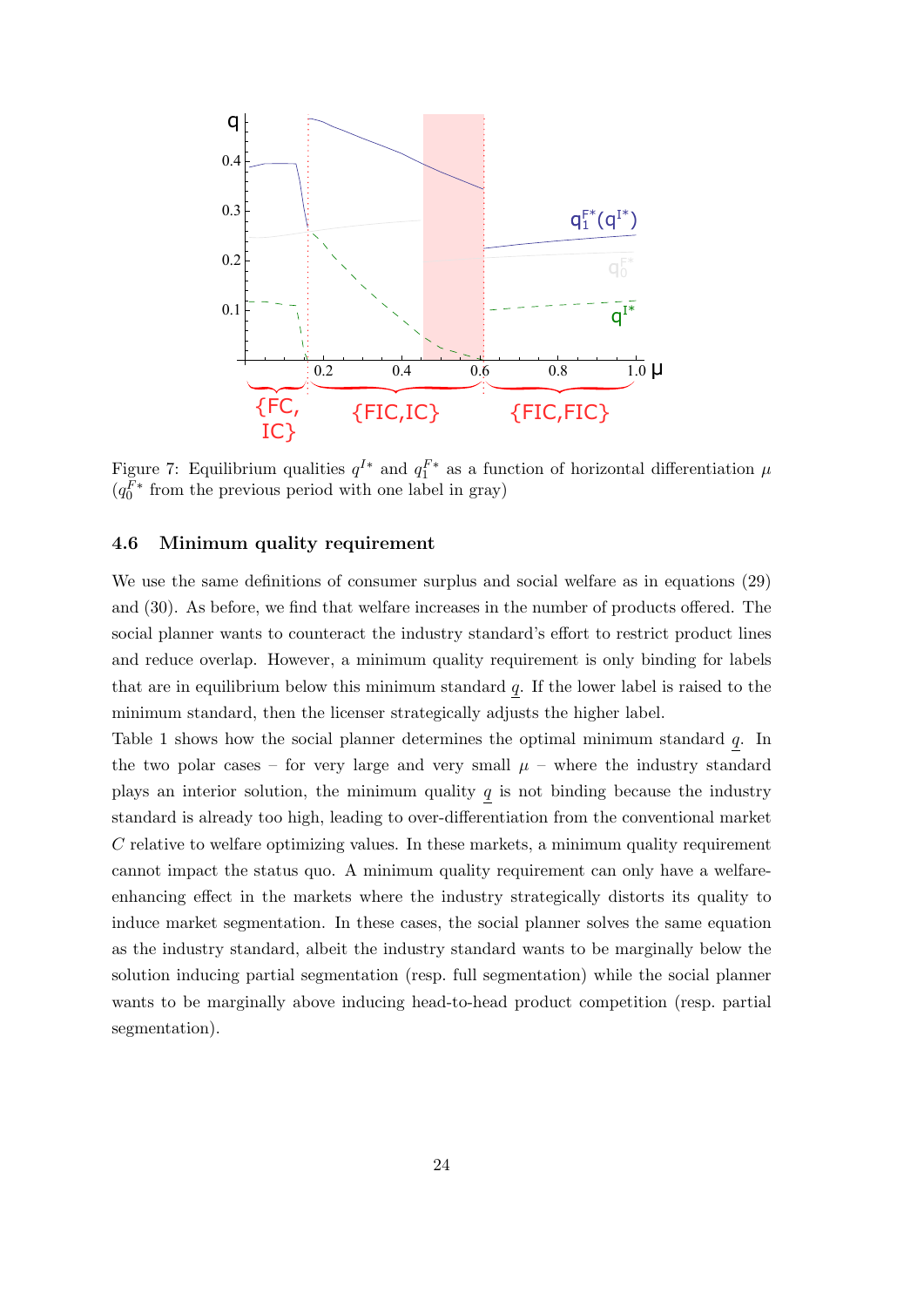Figure 7: Equilibrium qualities $q^{I*}$ and $q_1^{F*}$ as a function of horizontal differentiation $\mu$ ($q_0^{F*}$ from the previous period with one label in gray)

### 4.6 Minimum quality requirement

We use the same definitions of consumer surplus and social welfare as in equations (29) and (30). As before, we find that welfare increases in the number of products offered. The social planner wants to counteract the industry standard's effort to restrict product lines and reduce overlap. However, a minimum quality requirement is only binding for labels that are in equilibrium below this minimum standard $\underline{q}$. If the lower label is raised to the minimum standard, then the licenser strategically adjusts the higher label.

Table 1 shows how the social planner determines the optimal minimum standard $\underline{q}$. In the two polar cases – for very large and very small $\mu$ – where the industry standard plays an interior solution, the minimum quality $\underline{q}$ is not binding because the industry standard is already too high, leading to over-differentiation from the conventional market $C$ relative to welfare optimizing values. In these markets, a minimum quality requirement cannot impact the status quo. A minimum quality requirement can only have a welfare-enhancing effect in the markets where the industry strategically distorts its quality to induce market segmentation. In these cases, the social planner solves the same equation as the industry standard, albeit the industry standard wants to be marginally below the solution inducing partial segmentation (resp. full segmentation) while the social planner wants to be marginally above inducing head-to-head product competition (resp. partial segmentation).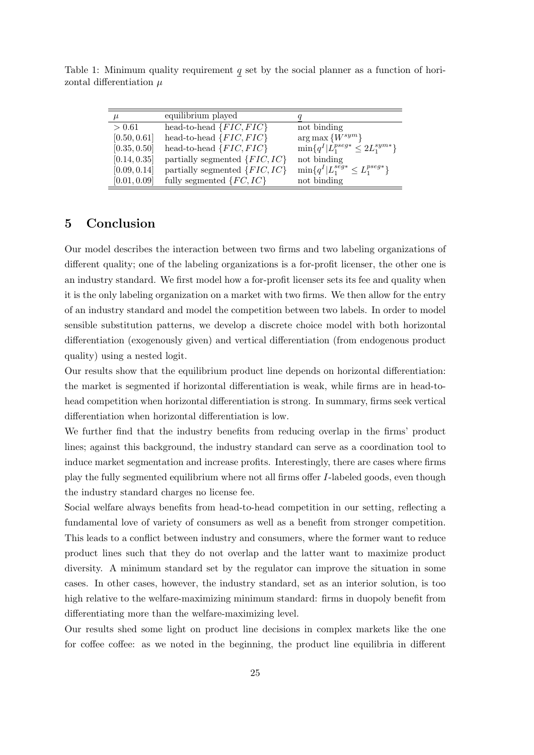Table 1: Minimum quality requirement $\underline{q}$ set by the social planner as a function of horizontal differentiation $\mu$

| $\mu$ | equilibrium played | $\underline{q}$ |
|---|---|---|
| $> 0.61$ | head-to-head $\{FIC, FIC\}$ | not binding |
| $[0.50, 0.61]$ | head-to-head $\{FIC, FIC\}$ | $\arg\max\{W^{sym}\}$ |
| $[0.35, 0.50]$ | head-to-head $\{FIC, FIC\}$ | $\min\{q^I \vert L_1^{pseg*} \leq 2L_1^{sym*}\}$ |
| $[0.14, 0.35]$ | partially segmented $\{FIC, IC\}$ | not binding |
| $[0.09, 0.14]$ | partially segmented $\{FIC, IC\}$ | $\min\{q^I \vert L_1^{seg*} \leq L_1^{pseg*}\}$ |
| $[0.01, 0.09]$ | fully segmented $\{FC, IC\}$ | not binding |

## 5 Conclusion

Our model describes the interaction between two firms and two labeling organizations of different quality; one of the labeling organizations is a for-profit licenser, the other one is an industry standard. We first model how a for-profit licenser sets its fee and quality when it is the only labeling organization on a market with two firms. We then allow for the entry of an industry standard and model the competition between two labels. In order to model sensible substitution patterns, we develop a discrete choice model with both horizontal differentiation (exogenously given) and vertical differentiation (from endogenous product quality) using a nested logit.

Our results show that the equilibrium product line depends on horizontal differentiation: the market is segmented if horizontal differentiation is weak, while firms are in head-to-head competition when horizontal differentiation is strong. In summary, firms seek vertical differentiation when horizontal differentiation is low.

We further find that the industry benefits from reducing overlap in the firms' product lines; against this background, the industry standard can serve as a coordination tool to induce market segmentation and increase profits. Interestingly, there are cases where firms play the fully segmented equilibrium where not all firms offer $I$-labeled goods, even though the industry standard charges no license fee.

Social welfare always benefits from head-to-head competition in our setting, reflecting a fundamental love of variety of consumers as well as a benefit from stronger competition. This leads to a conflict between industry and consumers, where the former want to reduce product lines such that they do not overlap and the latter want to maximize product diversity. A minimum standard set by the regulator can improve the situation in some cases. In other cases, however, the industry standard, set as an interior solution, is too high relative to the welfare-maximizing minimum standard: firms in duopoly benefit from differentiating more than the welfare-maximizing level.

Our results shed some light on product line decisions in complex markets like the one for coffee coffee: as we noted in the beginning, the product line equilibria in different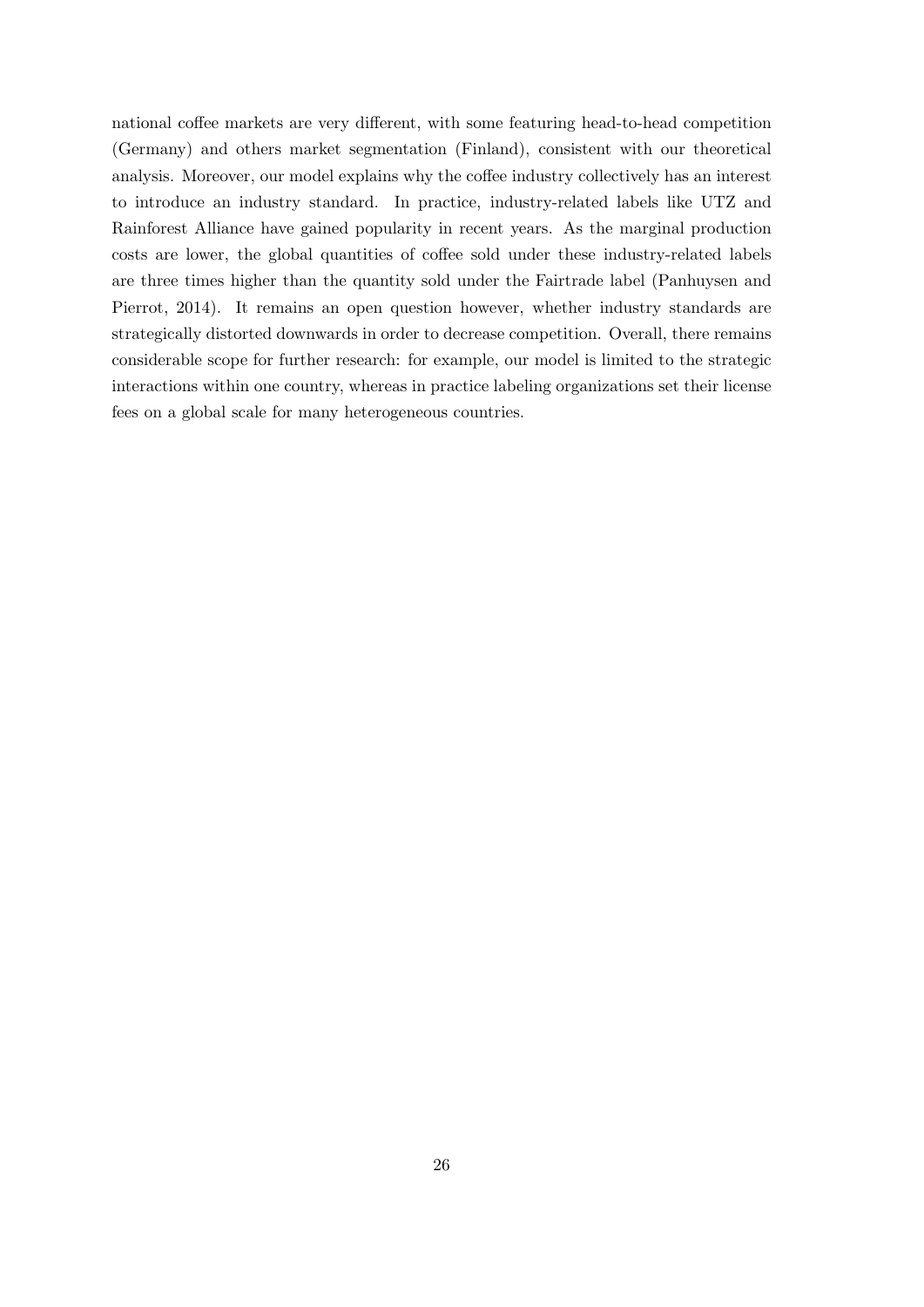national coffee markets are very different, with some featuring head-to-head competition (Germany) and others market segmentation (Finland), consistent with our theoretical analysis. Moreover, our model explains why the coffee industry collectively has an interest to introduce an industry standard. In practice, industry-related labels like UTZ and Rainforest Alliance have gained popularity in recent years. As the marginal production costs are lower, the global quantities of coffee sold under these industry-related labels are three times higher than the quantity sold under the Fairtrade label (Panhuysen and Pierrot, 2014). It remains an open question however, whether industry standards are strategically distorted downwards in order to decrease competition. Overall, there remains considerable scope for further research: for example, our model is limited to the strategic interactions within one country, whereas in practice labeling organizations set their license fees on a global scale for many heterogeneous countries.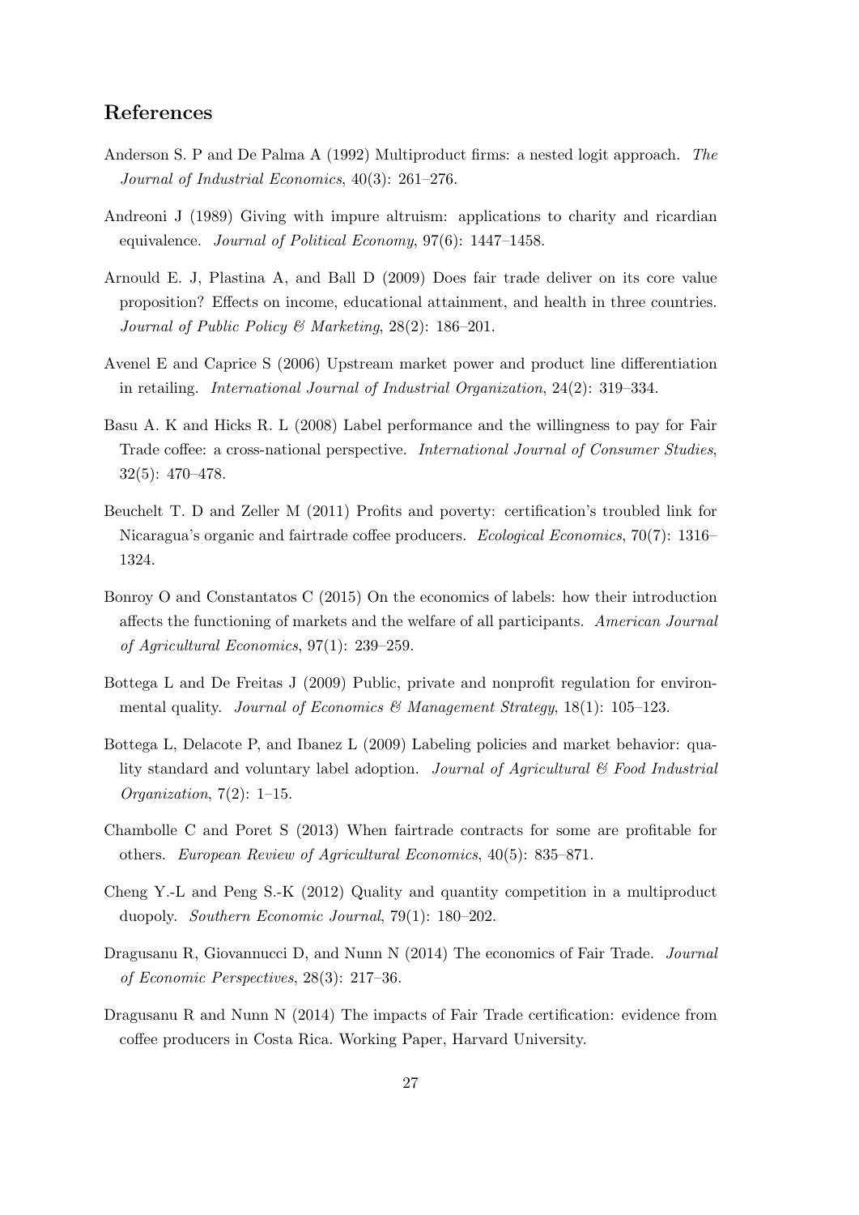## References

Anderson S. P and De Palma A (1992) Multiproduct firms: a nested logit approach. *The Journal of Industrial Economics*, 40(3): 261–276.

Andreoni J (1989) Giving with impure altruism: applications to charity and ricardian equivalence. *Journal of Political Economy*, 97(6): 1447–1458.

Arnould E. J, Plastina A, and Ball D (2009) Does fair trade deliver on its core value proposition? Effects on income, educational attainment, and health in three countries. *Journal of Public Policy & Marketing*, 28(2): 186–201.

Avenel E and Caprice S (2006) Upstream market power and product line differentiation in retailing. *International Journal of Industrial Organization*, 24(2): 319–334.

Basu A. K and Hicks R. L (2008) Label performance and the willingness to pay for Fair Trade coffee: a cross-national perspective. *International Journal of Consumer Studies*, 32(5): 470–478.

Beuchelt T. D and Zeller M (2011) Profits and poverty: certification's troubled link for Nicaragua's organic and fairtrade coffee producers. *Ecological Economics*, 70(7): 1316–1324.

Bonroy O and Constantatos C (2015) On the economics of labels: how their introduction affects the functioning of markets and the welfare of all participants. *American Journal of Agricultural Economics*, 97(1): 239–259.

Bottega L and De Freitas J (2009) Public, private and nonprofit regulation for environmental quality. *Journal of Economics & Management Strategy*, 18(1): 105–123.

Bottega L, Delacote P, and Ibanez L (2009) Labeling policies and market behavior: quality standard and voluntary label adoption. *Journal of Agricultural & Food Industrial Organization*, 7(2): 1–15.

Chambolle C and Poret S (2013) When fairtrade contracts for some are profitable for others. *European Review of Agricultural Economics*, 40(5): 835–871.

Cheng Y.-L and Peng S.-K (2012) Quality and quantity competition in a multiproduct duopoly. *Southern Economic Journal*, 79(1): 180–202.

Dragusanu R, Giovannucci D, and Nunn N (2014) The economics of Fair Trade. *Journal of Economic Perspectives*, 28(3): 217–36.

Dragusanu R and Nunn N (2014) The impacts of Fair Trade certification: evidence from coffee producers in Costa Rica. Working Paper, Harvard University.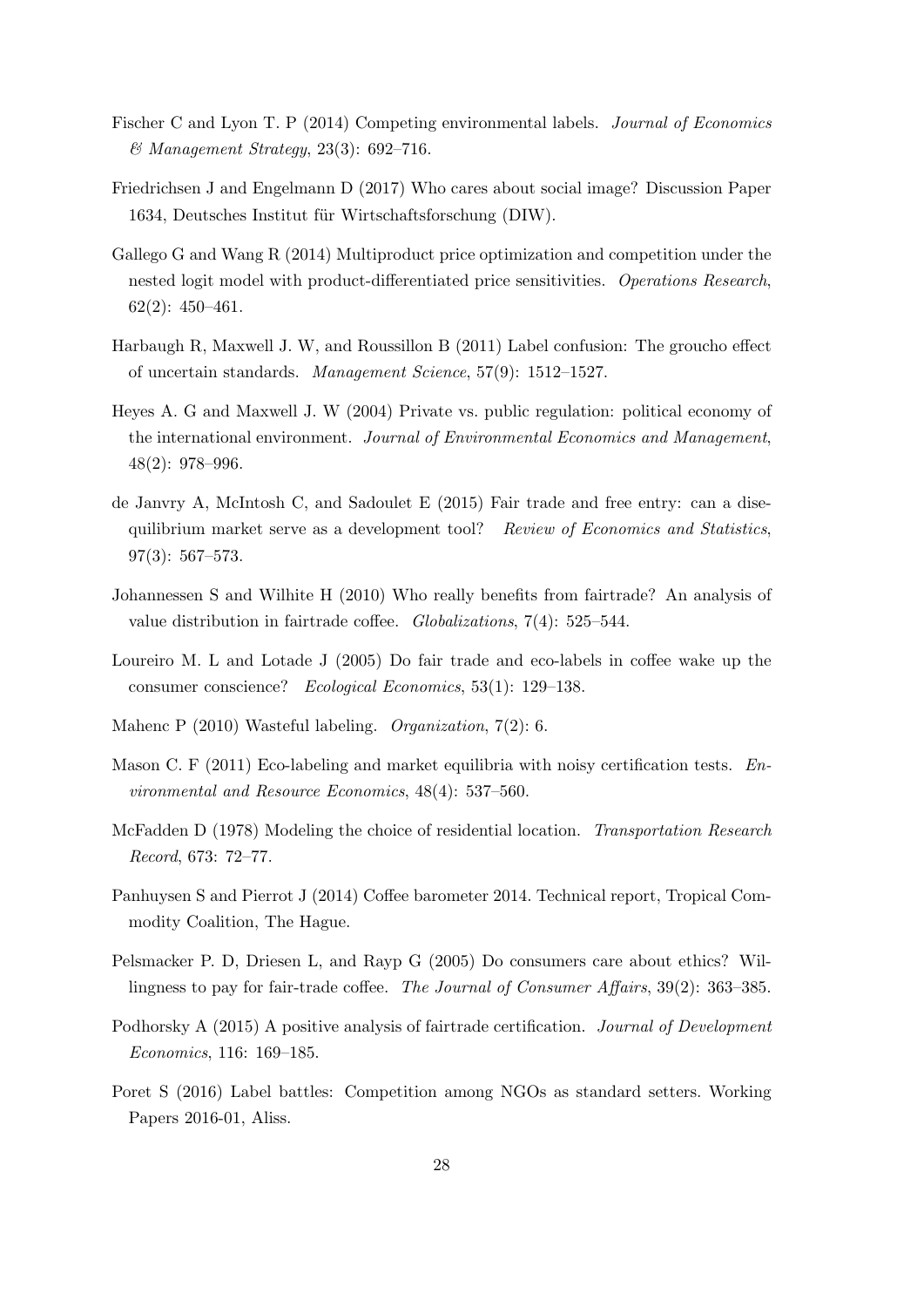Fischer C and Lyon T. P (2014) Competing environmental labels. *Journal of Economics & Management Strategy*, 23(3): 692–716.

Friedrichsen J and Engelmann D (2017) Who cares about social image? Discussion Paper 1634, Deutsches Institut für Wirtschaftsforschung (DIW).

Gallego G and Wang R (2014) Multiproduct price optimization and competition under the nested logit model with product-differentiated price sensitivities. *Operations Research*, 62(2): 450–461.

Harbaugh R, Maxwell J. W, and Roussillon B (2011) Label confusion: The groucho effect of uncertain standards. *Management Science*, 57(9): 1512–1527.

Heyes A. G and Maxwell J. W (2004) Private vs. public regulation: political economy of the international environment. *Journal of Environmental Economics and Management*, 48(2): 978–996.

de Janvry A, McIntosh C, and Sadoulet E (2015) Fair trade and free entry: can a disequilibrium market serve as a development tool? *Review of Economics and Statistics*, 97(3): 567–573.

Johannessen S and Wilhite H (2010) Who really benefits from fairtrade? An analysis of value distribution in fairtrade coffee. *Globalizations*, 7(4): 525–544.

Loureiro M. L and Lotade J (2005) Do fair trade and eco-labels in coffee wake up the consumer conscience? *Ecological Economics*, 53(1): 129–138.

Mahenc P (2010) Wasteful labeling. *Organization*, 7(2): 6.

Mason C. F (2011) Eco-labeling and market equilibria with noisy certification tests. *Environmental and Resource Economics*, 48(4): 537–560.

McFadden D (1978) Modeling the choice of residential location. *Transportation Research Record*, 673: 72–77.

Panhuysen S and Pierrot J (2014) Coffee barometer 2014. Technical report, Tropical Commodity Coalition, The Hague.

Pelsmacker P. D, Driesen L, and Rayp G (2005) Do consumers care about ethics? Willingness to pay for fair-trade coffee. *The Journal of Consumer Affairs*, 39(2): 363–385.

Podhorsky A (2015) A positive analysis of fairtrade certification. *Journal of Development Economics*, 116: 169–185.

Poret S (2016) Label battles: Competition among NGOs as standard setters. Working Papers 2016-01, Aliss.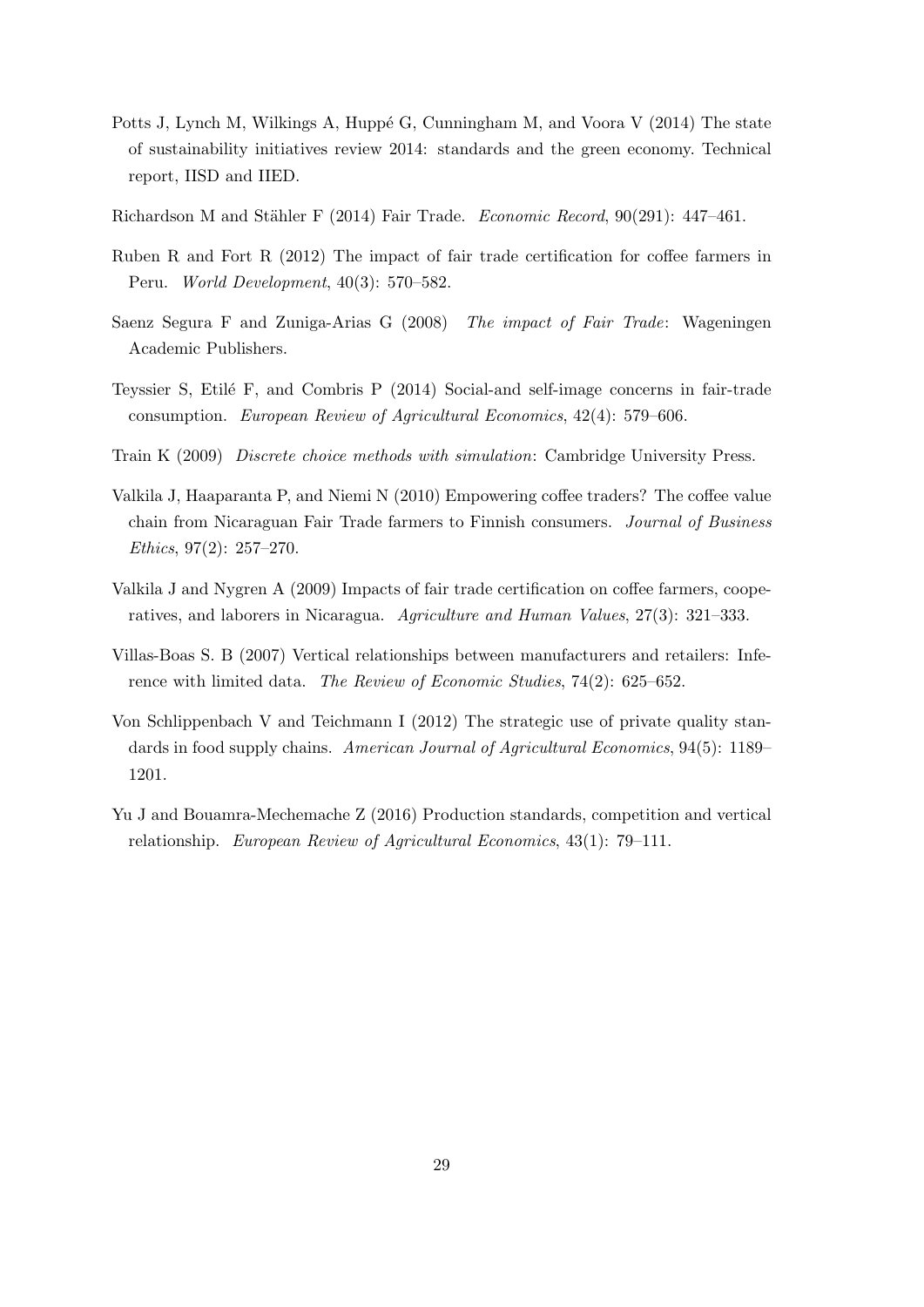Potts J, Lynch M, Wilkings A, Huppé G, Cunningham M, and Voora V (2014) The state of sustainability initiatives review 2014: standards and the green economy. Technical report, IISD and IIED.

Richardson M and Stähler F (2014) Fair Trade. *Economic Record*, 90(291): 447–461.

Ruben R and Fort R (2012) The impact of fair trade certification for coffee farmers in Peru. *World Development*, 40(3): 570–582.

Saenz Segura F and Zuniga-Arias G (2008) *The impact of Fair Trade*: Wageningen Academic Publishers.

Teyssier S, Etilé F, and Combris P (2014) Social-and self-image concerns in fair-trade consumption. *European Review of Agricultural Economics*, 42(4): 579–606.

Train K (2009) *Discrete choice methods with simulation*: Cambridge University Press.

Valkila J, Haaparanta P, and Niemi N (2010) Empowering coffee traders? The coffee value chain from Nicaraguan Fair Trade farmers to Finnish consumers. *Journal of Business Ethics*, 97(2): 257–270.

Valkila J and Nygren A (2009) Impacts of fair trade certification on coffee farmers, cooperatives, and laborers in Nicaragua. *Agriculture and Human Values*, 27(3): 321–333.

Villas-Boas S. B (2007) Vertical relationships between manufacturers and retailers: Inference with limited data. *The Review of Economic Studies*, 74(2): 625–652.

Von Schlippenbach V and Teichmann I (2012) The strategic use of private quality standards in food supply chains. *American Journal of Agricultural Economics*, 94(5): 1189–1201.

Yu J and Bouamra-Mechemache Z (2016) Production standards, competition and vertical relationship. *European Review of Agricultural Economics*, 43(1): 79–111.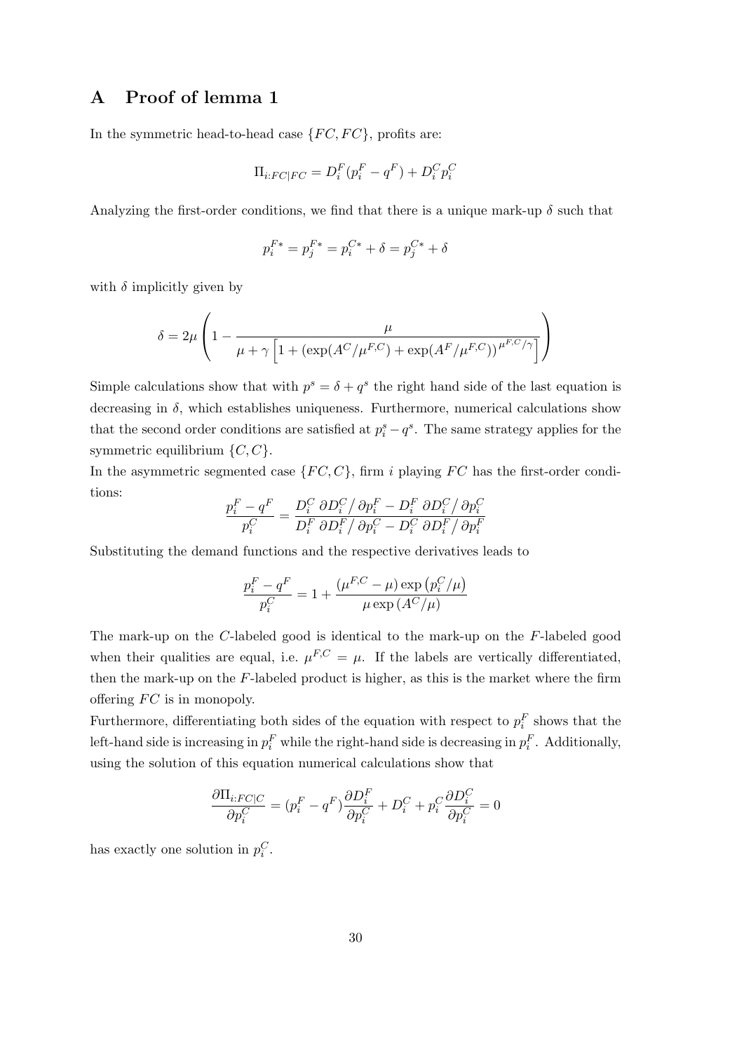# A Proof of lemma 1

In the symmetric head-to-head case $\{FC, FC\}$, profits are:

$$\Pi_{i:FC|FC} = D_i^F(p_i^F - q^F) + D_i^C p_i^C$$

Analyzing the first-order conditions, we find that there is a unique mark-up $\delta$ such that

$$p_i^{F*} = p_j^{F*} = p_i^{C*} + \delta = p_j^{C*} + \delta$$

with $\delta$ implicitly given by

$$\delta = 2\mu \left( 1 - \frac{\mu}{\mu + \gamma \left[ 1 + (\exp(A^C/\mu^{F,C}) + \exp(A^F/\mu^{F,C}))^{\mu^{F,C}/\gamma} \right]} \right)$$

Simple calculations show that with $p^s = \delta + q^s$ the right hand side of the last equation is decreasing in $\delta$, which establishes uniqueness. Furthermore, numerical calculations show that the second order conditions are satisfied at $p_i^s - q^s$. The same strategy applies for the symmetric equilibrium $\{C, C\}$.

In the asymmetric segmented case $\{FC, C\}$, firm $i$ playing $FC$ has the first-order conditions:

$$\frac{p_i^F - q^F}{p_i^C} = \frac{D_i^C \; \partial D_i^C / \partial p_i^F - D_i^F \; \partial D_i^C / \partial p_i^C}{D_i^F \; \partial D_i^F / \partial p_i^C - D_i^C \; \partial D_i^F / \partial p_i^F}$$

Substituting the demand functions and the respective derivatives leads to

$$\frac{p_i^F - q^F}{p_i^C} = 1 + \frac{(\mu^{F,C} - \mu)\exp\left(p_i^C/\mu\right)}{\mu \exp\left(A^C/\mu\right)}$$

The mark-up on the $C$-labeled good is identical to the mark-up on the $F$-labeled good when their qualities are equal, i.e. $\mu^{F,C} = \mu$. If the labels are vertically differentiated, then the mark-up on the $F$-labeled product is higher, as this is the market where the firm offering $FC$ is in monopoly.

Furthermore, differentiating both sides of the equation with respect to $p_i^F$ shows that the left-hand side is increasing in $p_i^F$ while the right-hand side is decreasing in $p_i^F$. Additionally, using the solution of this equation numerical calculations show that

$$\frac{\partial \Pi_{i:FC|C}}{\partial p_i^C} = (p_i^F - q^F)\frac{\partial D_i^F}{\partial p_i^C} + D_i^C + p_i^C \frac{\partial D_i^C}{\partial p_i^C} = 0$$

has exactly one solution in $p_i^C$.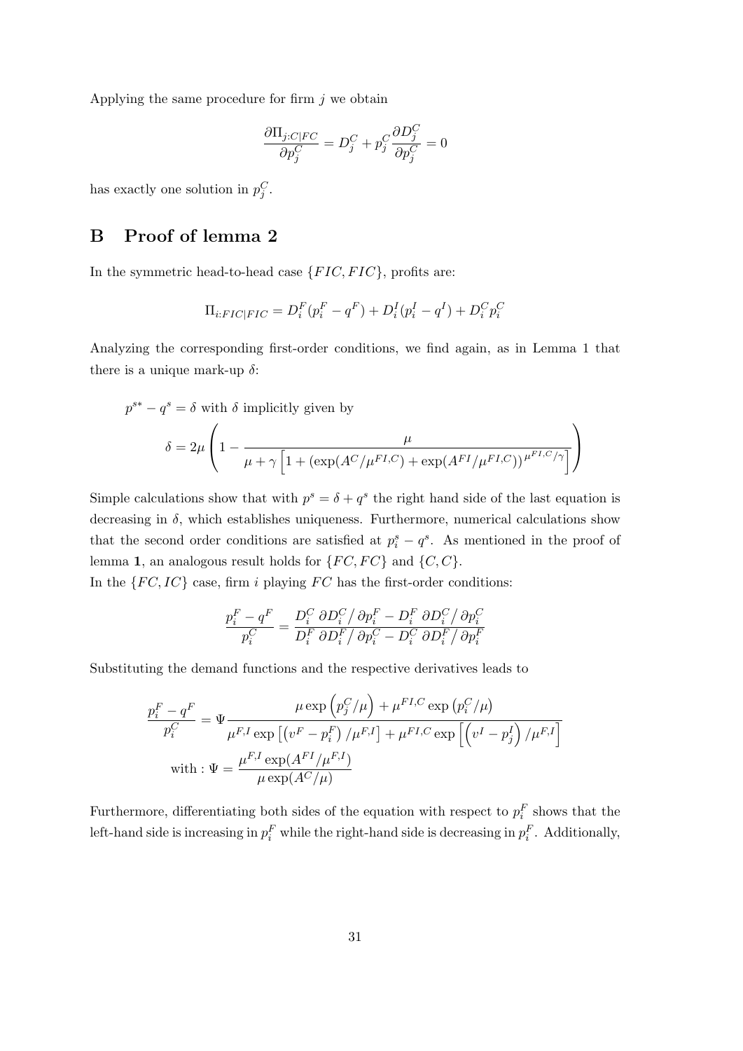Applying the same procedure for firm $j$ we obtain

$$\frac{\partial \Pi_{j:C|FC}}{\partial p_j^C} = D_j^C + p_j^C \frac{\partial D_j^C}{\partial p_j^C} = 0$$

has exactly one solution in $p_j^C$.

# B Proof of lemma 2

In the symmetric head-to-head case $\{FIC, FIC\}$, profits are:

$$\Pi_{i:FIC|FIC} = D_i^F(p_i^F - q^F) + D_i^I(p_i^I - q^I) + D_i^C p_i^C$$

Analyzing the corresponding first-order conditions, we find again, as in Lemma 1 that there is a unique mark-up $\delta$:

$$p^{s*} - q^s = \delta \text{ with } \delta \text{ implicitly given by}$$

$$\delta = 2\mu \left( 1 - \frac{\mu}{\mu + \gamma \left[ 1 + \left( \exp(A^C/\mu^{FI,C}) + \exp(A^{FI}/\mu^{FI,C}) \right)^{\mu^{FI,C}/\gamma} \right]} \right)$$

Simple calculations show that with $p^s = \delta + q^s$ the right hand side of the last equation is decreasing in $\delta$, which establishes uniqueness. Furthermore, numerical calculations show that the second order conditions are satisfied at $p_i^s - q^s$. As mentioned in the proof of lemma **1**, an analogous result holds for $\{FC, FC\}$ and $\{C, C\}$.

In the $\{FC, IC\}$ case, firm $i$ playing $FC$ has the first-order conditions:

$$\frac{p_i^F - q^F}{p_i^C} = \frac{D_i^C \, \partial D_i^C / \partial p_i^F - D_i^F \, \partial D_i^C / \partial p_i^C}{D_i^F \, \partial D_i^F / \partial p_i^C - D_i^C \, \partial D_i^F / \partial p_i^F}$$

Substituting the demand functions and the respective derivatives leads to

$$\frac{p_i^F - q^F}{p_i^C} = \Psi \frac{\mu \exp\left(p_j^C/\mu\right) + \mu^{FI,C} \exp\left(p_i^C/\mu\right)}{\mu^{F,I} \exp\left[\left(v^F - p_i^F\right)/\mu^{F,I}\right] + \mu^{FI,C} \exp\left[\left(v^I - p_j^I\right)/\mu^{F,I}\right]}$$

$$\text{with} : \Psi = \frac{\mu^{F,I} \exp(A^{FI}/\mu^{F,I})}{\mu \exp(A^C/\mu)}$$

Furthermore, differentiating both sides of the equation with respect to $p_i^F$ shows that the left-hand side is increasing in $p_i^F$ while the right-hand side is decreasing in $p_i^F$. Additionally,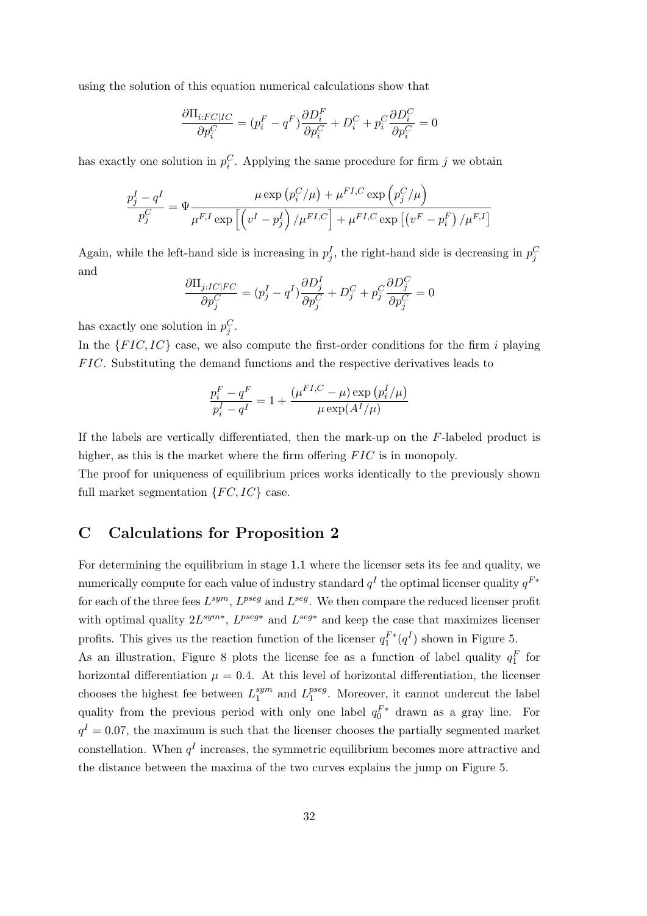using the solution of this equation numerical calculations show that

$$\frac{\partial \Pi_{i:FC|IC}}{\partial p_i^C} = (p_i^F - q^F)\frac{\partial D_i^F}{\partial p_i^C} + D_i^C + p_i^C \frac{\partial D_i^C}{\partial p_i^C} = 0$$

has exactly one solution in $p_i^C$. Applying the same procedure for firm $j$ we obtain

$$\frac{p_j^I - q^I}{p_j^C} = \Psi \frac{\mu \exp\left(p_i^C/\mu\right) + \mu^{FI,C} \exp\left(p_j^C/\mu\right)}{\mu^{F,I} \exp\left[\left(v^I - p_j^I\right)/\mu^{FI,C}\right] + \mu^{FI,C} \exp\left[\left(v^F - p_i^F\right)/\mu^{F,I}\right]}$$

Again, while the left-hand side is increasing in $p_j^I$, the right-hand side is decreasing in $p_j^C$ and

$$\frac{\partial \Pi_{j:IC|FC}}{\partial p_j^C} = (p_j^I - q^I)\frac{\partial D_j^I}{\partial p_j^C} + D_j^C + p_j^C \frac{\partial D_j^C}{\partial p_j^C} = 0$$

has exactly one solution in $p_j^C$.

In the $\{FIC, IC\}$ case, we also compute the first-order conditions for the firm $i$ playing $FIC$. Substituting the demand functions and the respective derivatives leads to

$$\frac{p_i^F - q^F}{p_i^I - q^I} = 1 + \frac{(\mu^{FI,C} - \mu)\exp\left(p_i^I/\mu\right)}{\mu \exp(A^I/\mu)}$$

If the labels are vertically differentiated, then the mark-up on the $F$-labeled product is higher, as this is the market where the firm offering $FIC$ is in monopoly.

The proof for uniqueness of equilibrium prices works identically to the previously shown full market segmentation $\{FC, IC\}$ case.

# C Calculations for Proposition 2

For determining the equilibrium in stage 1.1 where the licenser sets its fee and quality, we numerically compute for each value of industry standard $q^I$ the optimal licenser quality $q^{F*}$ for each of the three fees $L^{sym}$, $L^{pseg}$ and $L^{seg}$. We then compare the reduced licenser profit with optimal quality $2L^{sym*}$, $L^{pseg*}$ and $L^{seg*}$ and keep the case that maximizes licenser profits. This gives us the reaction function of the licenser $q_1^{F*}(q^I)$ shown in Figure 5.

As an illustration, Figure 8 plots the license fee as a function of label quality $q_1^F$ for horizontal differentiation $\mu = 0.4$. At this level of horizontal differentiation, the licenser chooses the highest fee between $L_1^{sym}$ and $L_1^{pseg}$. Moreover, it cannot undercut the label quality from the previous period with only one label $q_0^{F*}$ drawn as a gray line. For $q^I = 0.07$, the maximum is such that the licenser chooses the partially segmented market constellation. When $q^I$ increases, the symmetric equilibrium becomes more attractive and the distance between the maxima of the two curves explains the jump on Figure 5.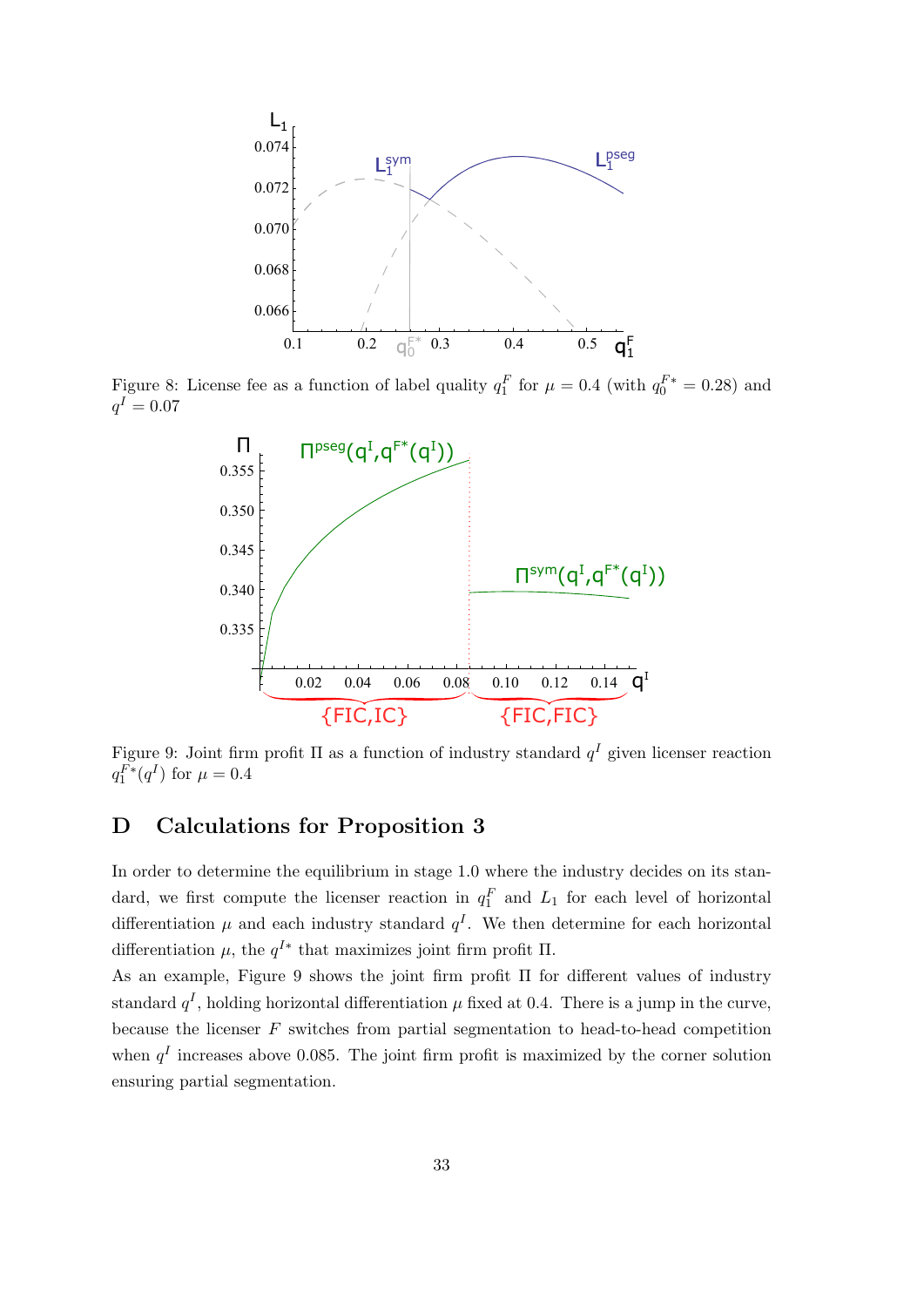Figure 8: License fee as a function of label quality $q_1^F$ for $\mu = 0.4$ (with $q_0^{F*} = 0.28$) and $q^I = 0.07$

Figure 9: Joint firm profit $\Pi$ as a function of industry standard $q^I$ given licenser reaction $q_1^{F*}(q^I)$ for $\mu = 0.4$

# D Calculations for Proposition 3

In order to determine the equilibrium in stage 1.0 where the industry decides on its standard, we first compute the licenser reaction in $q_1^F$ and $L_1$ for each level of horizontal differentiation $\mu$ and each industry standard $q^I$. We then determine for each horizontal differentiation $\mu$, the $q^{I*}$ that maximizes joint firm profit $\Pi$.

As an example, Figure 9 shows the joint firm profit $\Pi$ for different values of industry standard $q^I$, holding horizontal differentiation $\mu$ fixed at 0.4. There is a jump in the curve, because the licenser $F$ switches from partial segmentation to head-to-head competition when $q^I$ increases above 0.085. The joint firm profit is maximized by the corner solution ensuring partial segmentation.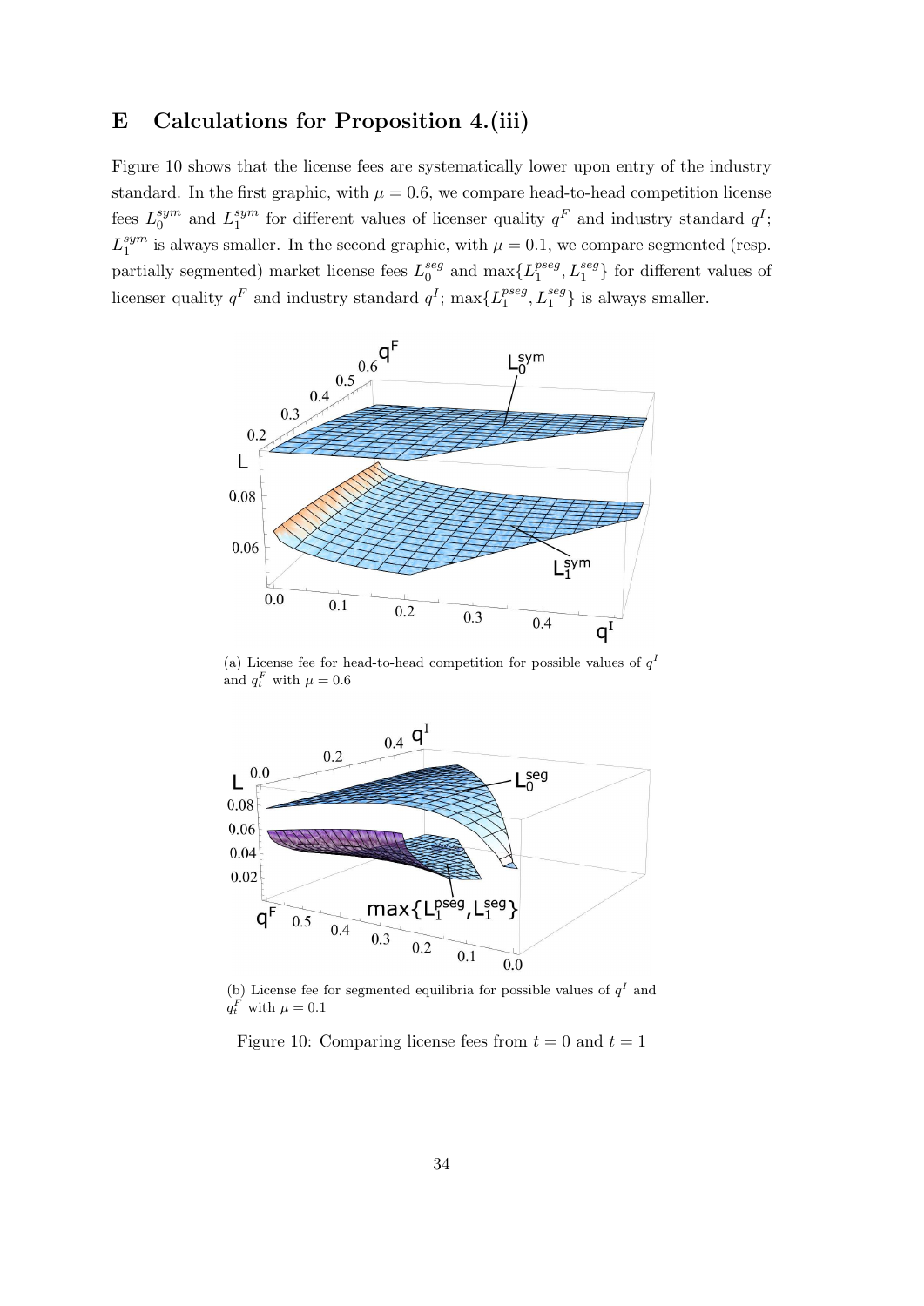# E Calculations for Proposition 4.(iii)

Figure 10 shows that the license fees are systematically lower upon entry of the industry standard. In the first graphic, with $\mu = 0.6$, we compare head-to-head competition license fees $L_0^{sym}$ and $L_1^{sym}$ for different values of licenser quality $q^F$ and industry standard $q^I$; $L_1^{sym}$ is always smaller. In the second graphic, with $\mu = 0.1$, we compare segmented (resp. partially segmented) market license fees $L_0^{seg}$ and $\max\{L_1^{pseg}, L_1^{seg}\}$ for different values of licenser quality $q^F$ and industry standard $q^I$; $\max\{L_1^{pseg}, L_1^{seg}\}$ is always smaller.

qF
0.6
0.5
0.4
0.3
0.2
L
0.08
0.06
0.0
0.1
0.2
0.3
0.4
qI
$L_0^{sym}$
$L_1^{sym}$

(a) License fee for head-to-head competition for possible values of $q^I$ and $q_t^F$ with $\mu = 0.6$

qI
0.4
0.2
L
0.0
0.08
0.06
0.04
0.02
qF
0.5
0.4
0.3
0.2
0.1
0.0
$L_0^{seg}$
$\max\{L_1^{pseg}, L_1^{seg}\}$

(b) License fee for segmented equilibria for possible values of $q^I$ and $q_t^F$ with $\mu = 0.1$

Figure 10: Comparing license fees from $t = 0$ and $t = 1$